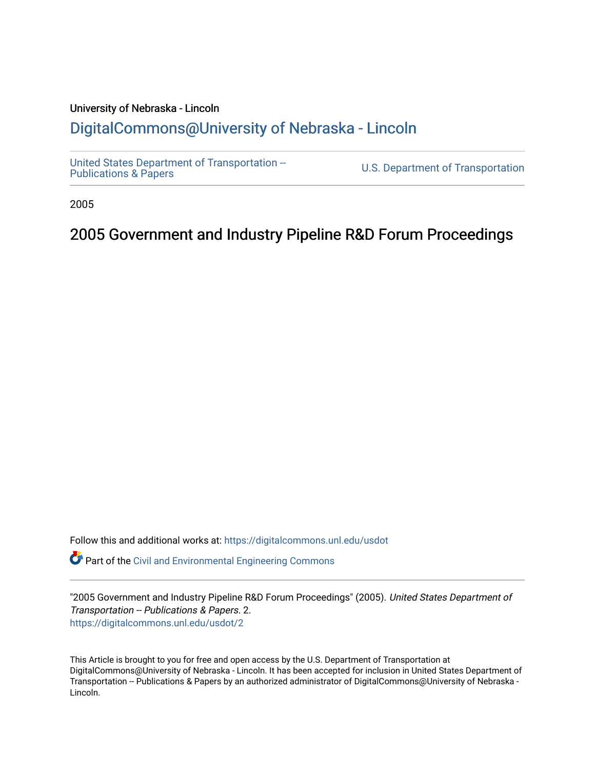University of Nebraska - Lincoln

## DigitalCommons@University of Nebraska - Lincoln

United States Department of Transportation -- Publications & Papers

U.S. Department of Transportation

2005

# 2005 Government and Industry Pipeline R&D Forum Proceedings

Follow this and additional works at: https://digitalcommons.unl.edu/usdot

Part of the Civil and Environmental Engineering Commons

"2005 Government and Industry Pipeline R&D Forum Proceedings" (2005). *United States Department of Transportation -- Publications & Papers*. 2.
https://digitalcommons.unl.edu/usdot/2

This Article is brought to you for free and open access by the U.S. Department of Transportation at DigitalCommons@University of Nebraska - Lincoln. It has been accepted for inclusion in United States Department of Transportation -- Publications & Papers by an authorized administrator of DigitalCommons@University of Nebraska - Lincoln.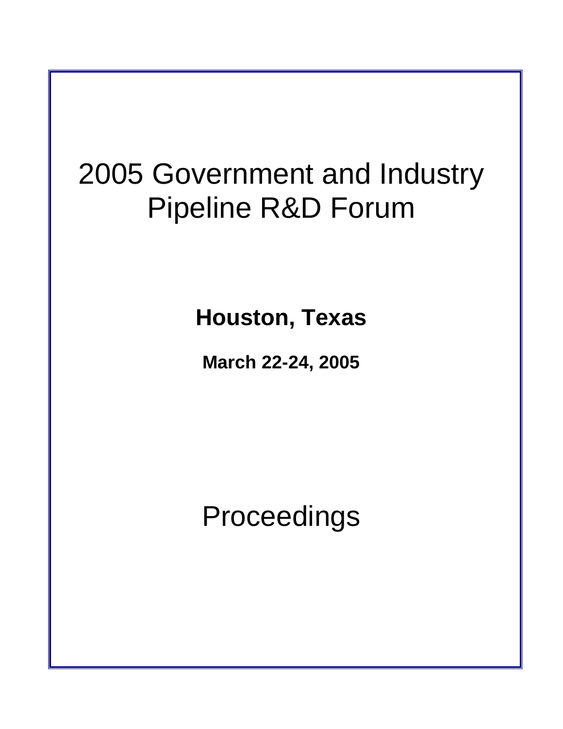# 2005 Government and Industry Pipeline R&D Forum

**Houston, Texas**

**March 22-24, 2005**

# Proceedings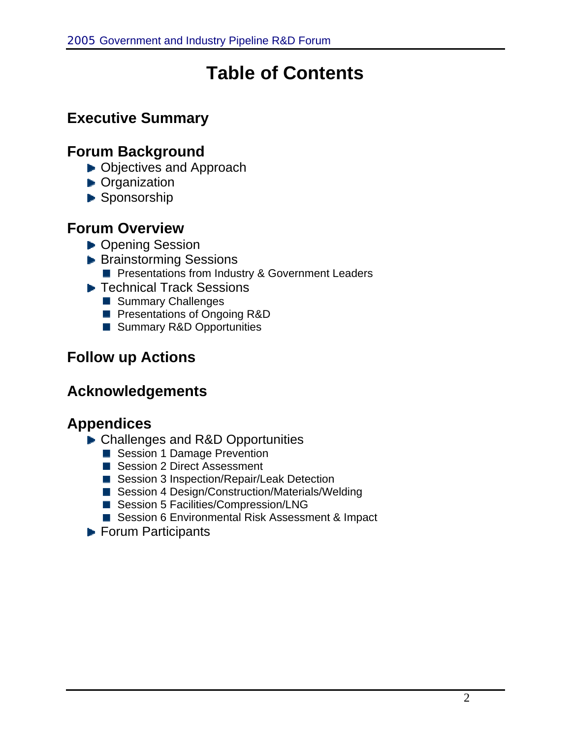# Table of Contents

## Executive Summary

## Forum Background

- Objectives and Approach
- Organization
- Sponsorship

## Forum Overview

- Opening Session
- Brainstorming Sessions
  - Presentations from Industry & Government Leaders
- Technical Track Sessions
  - Summary Challenges
  - Presentations of Ongoing R&D
  - Summary R&D Opportunities

## Follow up Actions

## Acknowledgements

## Appendices

- Challenges and R&D Opportunities
  - Session 1 Damage Prevention
  - Session 2 Direct Assessment
  - Session 3 Inspection/Repair/Leak Detection
  - Session 4 Design/Construction/Materials/Welding
  - Session 5 Facilities/Compression/LNG
  - Session 6 Environmental Risk Assessment & Impact
- Forum Participants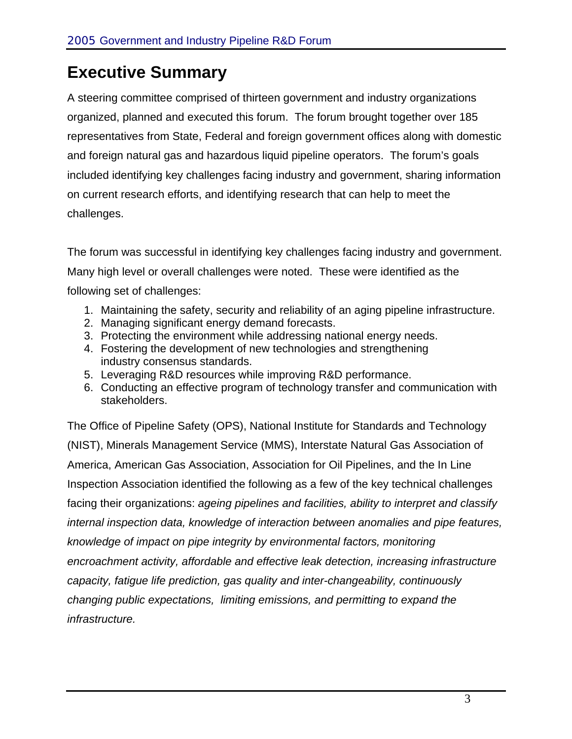# Executive Summary

A steering committee comprised of thirteen government and industry organizations organized, planned and executed this forum. The forum brought together over 185 representatives from State, Federal and foreign government offices along with domestic and foreign natural gas and hazardous liquid pipeline operators. The forum's goals included identifying key challenges facing industry and government, sharing information on current research efforts, and identifying research that can help to meet the challenges.

The forum was successful in identifying key challenges facing industry and government. Many high level or overall challenges were noted. These were identified as the following set of challenges:

1. Maintaining the safety, security and reliability of an aging pipeline infrastructure.
2. Managing significant energy demand forecasts.
3. Protecting the environment while addressing national energy needs.
4. Fostering the development of new technologies and strengthening industry consensus standards.
5. Leveraging R&D resources while improving R&D performance.
6. Conducting an effective program of technology transfer and communication with stakeholders.

The Office of Pipeline Safety (OPS), National Institute for Standards and Technology (NIST), Minerals Management Service (MMS), Interstate Natural Gas Association of America, American Gas Association, Association for Oil Pipelines, and the In Line Inspection Association identified the following as a few of the key technical challenges facing their organizations: *ageing pipelines and facilities, ability to interpret and classify internal inspection data, knowledge of interaction between anomalies and pipe features, knowledge of impact on pipe integrity by environmental factors, monitoring encroachment activity, affordable and effective leak detection, increasing infrastructure capacity, fatigue life prediction, gas quality and inter-changeability, continuously changing public expectations, limiting emissions, and permitting to expand the infrastructure.*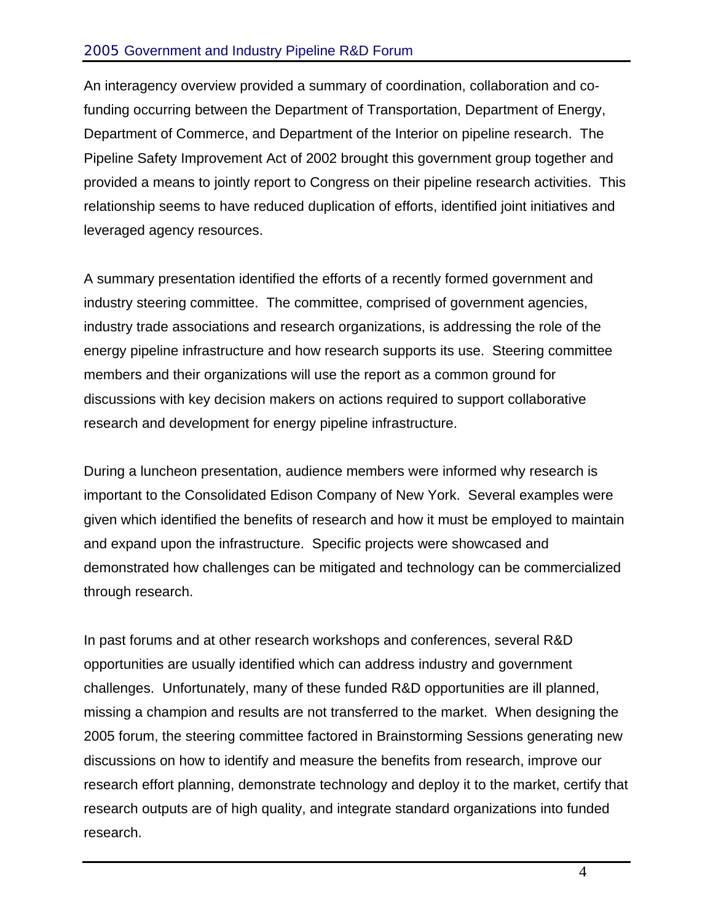An interagency overview provided a summary of coordination, collaboration and co-funding occurring between the Department of Transportation, Department of Energy, Department of Commerce, and Department of the Interior on pipeline research. The Pipeline Safety Improvement Act of 2002 brought this government group together and provided a means to jointly report to Congress on their pipeline research activities. This relationship seems to have reduced duplication of efforts, identified joint initiatives and leveraged agency resources.

A summary presentation identified the efforts of a recently formed government and industry steering committee. The committee, comprised of government agencies, industry trade associations and research organizations, is addressing the role of the energy pipeline infrastructure and how research supports its use. Steering committee members and their organizations will use the report as a common ground for discussions with key decision makers on actions required to support collaborative research and development for energy pipeline infrastructure.

During a luncheon presentation, audience members were informed why research is important to the Consolidated Edison Company of New York. Several examples were given which identified the benefits of research and how it must be employed to maintain and expand upon the infrastructure. Specific projects were showcased and demonstrated how challenges can be mitigated and technology can be commercialized through research.

In past forums and at other research workshops and conferences, several R&D opportunities are usually identified which can address industry and government challenges. Unfortunately, many of these funded R&D opportunities are ill planned, missing a champion and results are not transferred to the market. When designing the 2005 forum, the steering committee factored in Brainstorming Sessions generating new discussions on how to identify and measure the benefits from research, improve our research effort planning, demonstrate technology and deploy it to the market, certify that research outputs are of high quality, and integrate standard organizations into funded research.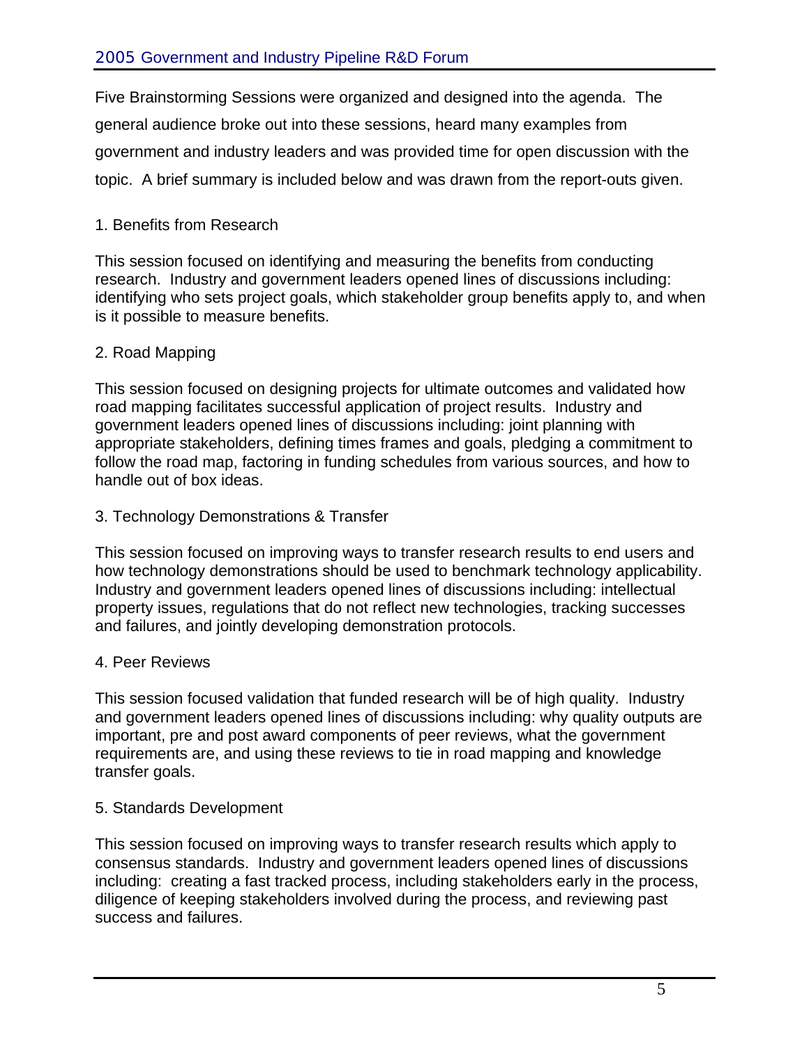Five Brainstorming Sessions were organized and designed into the agenda. The general audience broke out into these sessions, heard many examples from government and industry leaders and was provided time for open discussion with the topic. A brief summary is included below and was drawn from the report-outs given.

1. Benefits from Research

This session focused on identifying and measuring the benefits from conducting research. Industry and government leaders opened lines of discussions including: identifying who sets project goals, which stakeholder group benefits apply to, and when is it possible to measure benefits.

2. Road Mapping

This session focused on designing projects for ultimate outcomes and validated how road mapping facilitates successful application of project results. Industry and government leaders opened lines of discussions including: joint planning with appropriate stakeholders, defining times frames and goals, pledging a commitment to follow the road map, factoring in funding schedules from various sources, and how to handle out of box ideas.

3. Technology Demonstrations & Transfer

This session focused on improving ways to transfer research results to end users and how technology demonstrations should be used to benchmark technology applicability. Industry and government leaders opened lines of discussions including: intellectual property issues, regulations that do not reflect new technologies, tracking successes and failures, and jointly developing demonstration protocols.

4. Peer Reviews

This session focused validation that funded research will be of high quality. Industry and government leaders opened lines of discussions including: why quality outputs are important, pre and post award components of peer reviews, what the government requirements are, and using these reviews to tie in road mapping and knowledge transfer goals.

5. Standards Development

This session focused on improving ways to transfer research results which apply to consensus standards. Industry and government leaders opened lines of discussions including: creating a fast tracked process, including stakeholders early in the process, diligence of keeping stakeholders involved during the process, and reviewing past success and failures.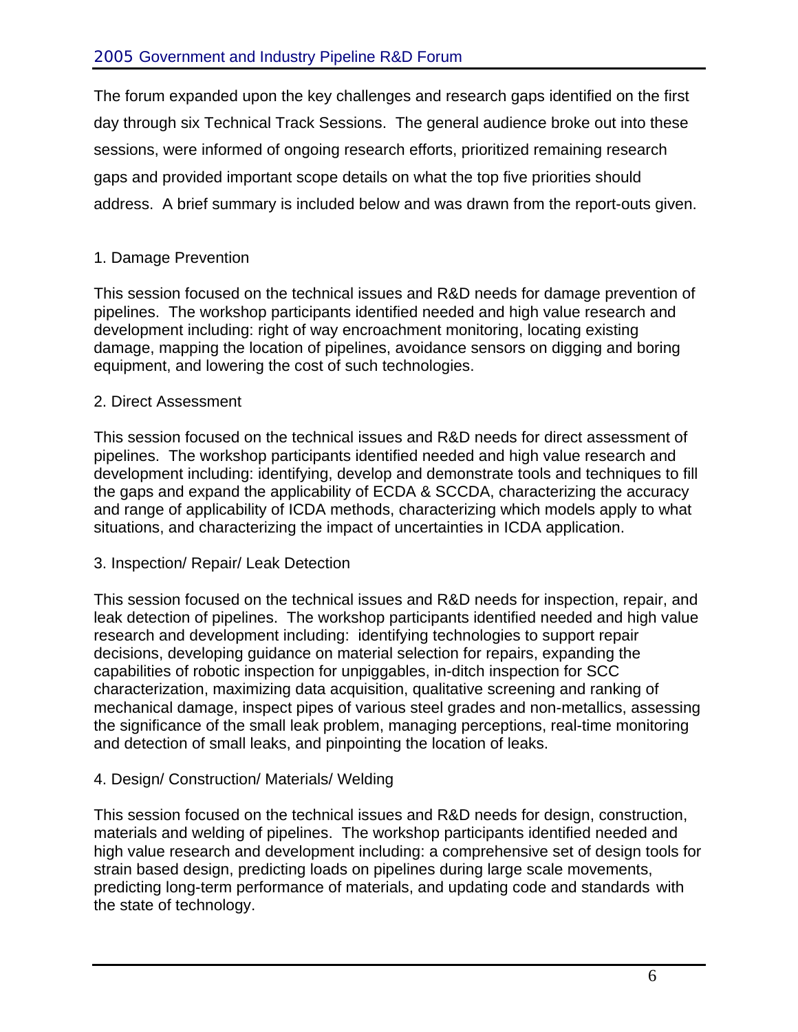The forum expanded upon the key challenges and research gaps identified on the first day through six Technical Track Sessions. The general audience broke out into these sessions, were informed of ongoing research efforts, prioritized remaining research gaps and provided important scope details on what the top five priorities should address. A brief summary is included below and was drawn from the report-outs given.

1. Damage Prevention

This session focused on the technical issues and R&D needs for damage prevention of pipelines. The workshop participants identified needed and high value research and development including: right of way encroachment monitoring, locating existing damage, mapping the location of pipelines, avoidance sensors on digging and boring equipment, and lowering the cost of such technologies.

2. Direct Assessment

This session focused on the technical issues and R&D needs for direct assessment of pipelines. The workshop participants identified needed and high value research and development including: identifying, develop and demonstrate tools and techniques to fill the gaps and expand the applicability of ECDA & SCCDA, characterizing the accuracy and range of applicability of ICDA methods, characterizing which models apply to what situations, and characterizing the impact of uncertainties in ICDA application.

3. Inspection/ Repair/ Leak Detection

This session focused on the technical issues and R&D needs for inspection, repair, and leak detection of pipelines. The workshop participants identified needed and high value research and development including: identifying technologies to support repair decisions, developing guidance on material selection for repairs, expanding the capabilities of robotic inspection for unpiggables, in-ditch inspection for SCC characterization, maximizing data acquisition, qualitative screening and ranking of mechanical damage, inspect pipes of various steel grades and non-metallics, assessing the significance of the small leak problem, managing perceptions, real-time monitoring and detection of small leaks, and pinpointing the location of leaks.

4. Design/ Construction/ Materials/ Welding

This session focused on the technical issues and R&D needs for design, construction, materials and welding of pipelines. The workshop participants identified needed and high value research and development including: a comprehensive set of design tools for strain based design, predicting loads on pipelines during large scale movements, predicting long-term performance of materials, and updating code and standards with the state of technology.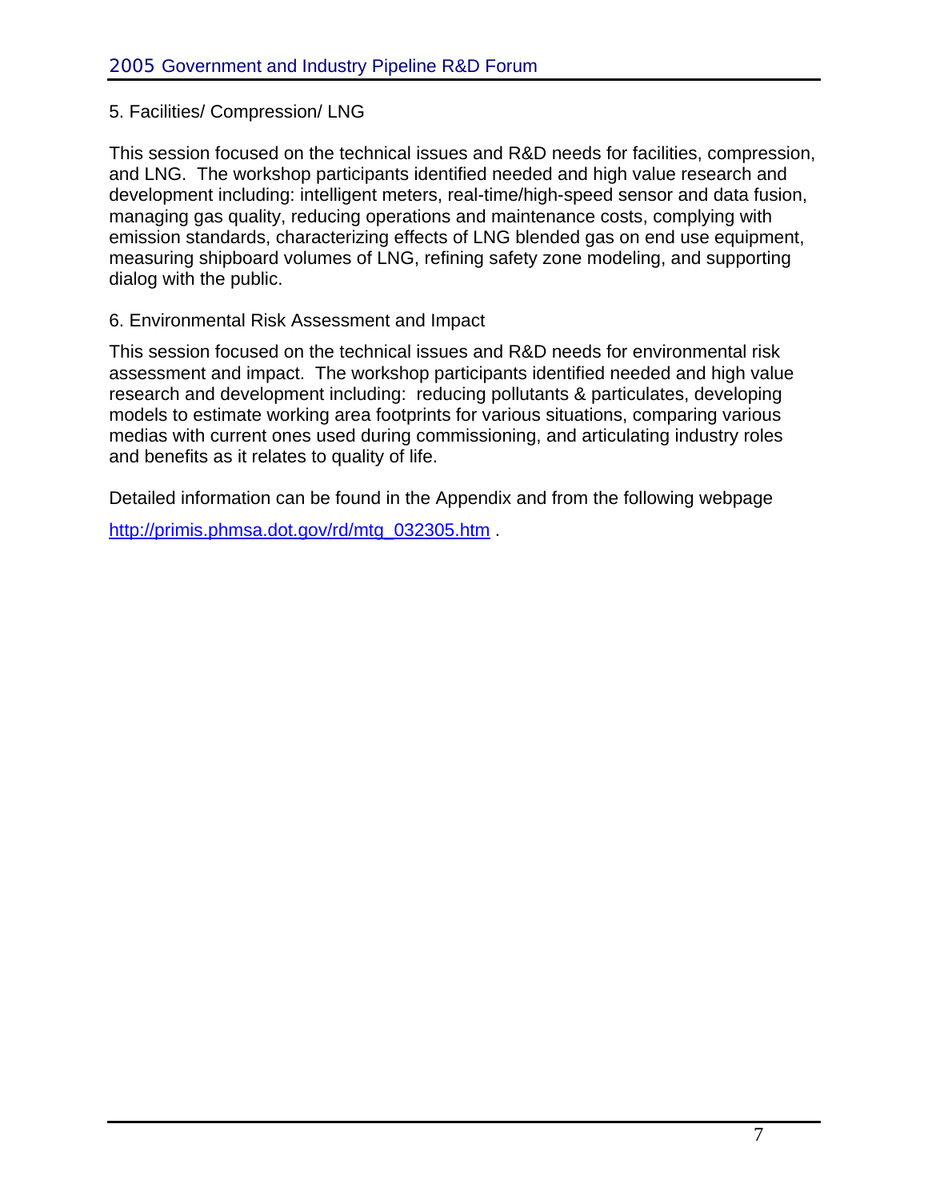5. Facilities/ Compression/ LNG

This session focused on the technical issues and R&D needs for facilities, compression, and LNG. The workshop participants identified needed and high value research and development including: intelligent meters, real-time/high-speed sensor and data fusion, managing gas quality, reducing operations and maintenance costs, complying with emission standards, characterizing effects of LNG blended gas on end use equipment, measuring shipboard volumes of LNG, refining safety zone modeling, and supporting dialog with the public.

6. Environmental Risk Assessment and Impact

This session focused on the technical issues and R&D needs for environmental risk assessment and impact. The workshop participants identified needed and high value research and development including: reducing pollutants & particulates, developing models to estimate working area footprints for various situations, comparing various medias with current ones used during commissioning, and articulating industry roles and benefits as it relates to quality of life.

Detailed information can be found in the Appendix and from the following webpage

http://primis.phmsa.dot.gov/rd/mtg_032305.htm .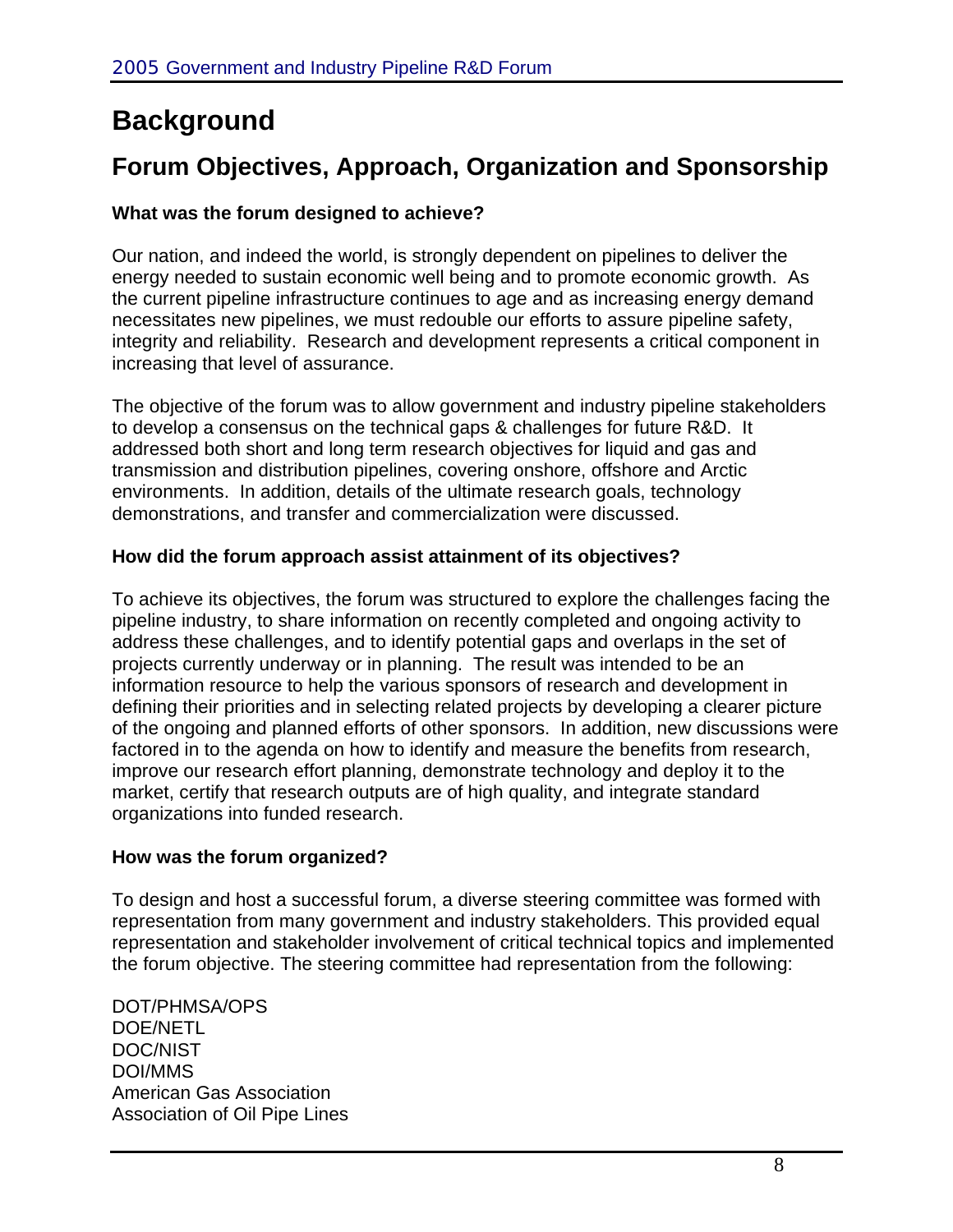# Background

## Forum Objectives, Approach, Organization and Sponsorship

### What was the forum designed to achieve?

Our nation, and indeed the world, is strongly dependent on pipelines to deliver the energy needed to sustain economic well being and to promote economic growth. As the current pipeline infrastructure continues to age and as increasing energy demand necessitates new pipelines, we must redouble our efforts to assure pipeline safety, integrity and reliability. Research and development represents a critical component in increasing that level of assurance.

The objective of the forum was to allow government and industry pipeline stakeholders to develop a consensus on the technical gaps & challenges for future R&D. It addressed both short and long term research objectives for liquid and gas and transmission and distribution pipelines, covering onshore, offshore and Arctic environments. In addition, details of the ultimate research goals, technology demonstrations, and transfer and commercialization were discussed.

### How did the forum approach assist attainment of its objectives?

To achieve its objectives, the forum was structured to explore the challenges facing the pipeline industry, to share information on recently completed and ongoing activity to address these challenges, and to identify potential gaps and overlaps in the set of projects currently underway or in planning. The result was intended to be an information resource to help the various sponsors of research and development in defining their priorities and in selecting related projects by developing a clearer picture of the ongoing and planned efforts of other sponsors. In addition, new discussions were factored in to the agenda on how to identify and measure the benefits from research, improve our research effort planning, demonstrate technology and deploy it to the market, certify that research outputs are of high quality, and integrate standard organizations into funded research.

### How was the forum organized?

To design and host a successful forum, a diverse steering committee was formed with representation from many government and industry stakeholders. This provided equal representation and stakeholder involvement of critical technical topics and implemented the forum objective. The steering committee had representation from the following:

DOT/PHMSA/OPS
DOE/NETL
DOC/NIST
DOI/MMS
American Gas Association
Association of Oil Pipe Lines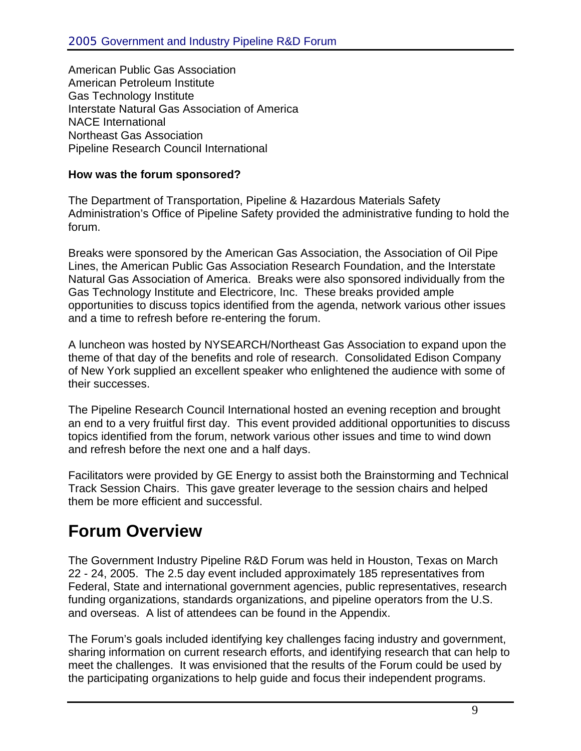American Public Gas Association
American Petroleum Institute
Gas Technology Institute
Interstate Natural Gas Association of America
NACE International
Northeast Gas Association
Pipeline Research Council International

**How was the forum sponsored?**

The Department of Transportation, Pipeline & Hazardous Materials Safety Administration's Office of Pipeline Safety provided the administrative funding to hold the forum.

Breaks were sponsored by the American Gas Association, the Association of Oil Pipe Lines, the American Public Gas Association Research Foundation, and the Interstate Natural Gas Association of America. Breaks were also sponsored individually from the Gas Technology Institute and Electricore, Inc. These breaks provided ample opportunities to discuss topics identified from the agenda, network various other issues and a time to refresh before re-entering the forum.

A luncheon was hosted by NYSEARCH/Northeast Gas Association to expand upon the theme of that day of the benefits and role of research. Consolidated Edison Company of New York supplied an excellent speaker who enlightened the audience with some of their successes.

The Pipeline Research Council International hosted an evening reception and brought an end to a very fruitful first day. This event provided additional opportunities to discuss topics identified from the forum, network various other issues and time to wind down and refresh before the next one and a half days.

Facilitators were provided by GE Energy to assist both the Brainstorming and Technical Track Session Chairs. This gave greater leverage to the session chairs and helped them be more efficient and successful.

# Forum Overview

The Government Industry Pipeline R&D Forum was held in Houston, Texas on March 22 - 24, 2005. The 2.5 day event included approximately 185 representatives from Federal, State and international government agencies, public representatives, research funding organizations, standards organizations, and pipeline operators from the U.S. and overseas. A list of attendees can be found in the Appendix.

The Forum's goals included identifying key challenges facing industry and government, sharing information on current research efforts, and identifying research that can help to meet the challenges. It was envisioned that the results of the Forum could be used by the participating organizations to help guide and focus their independent programs.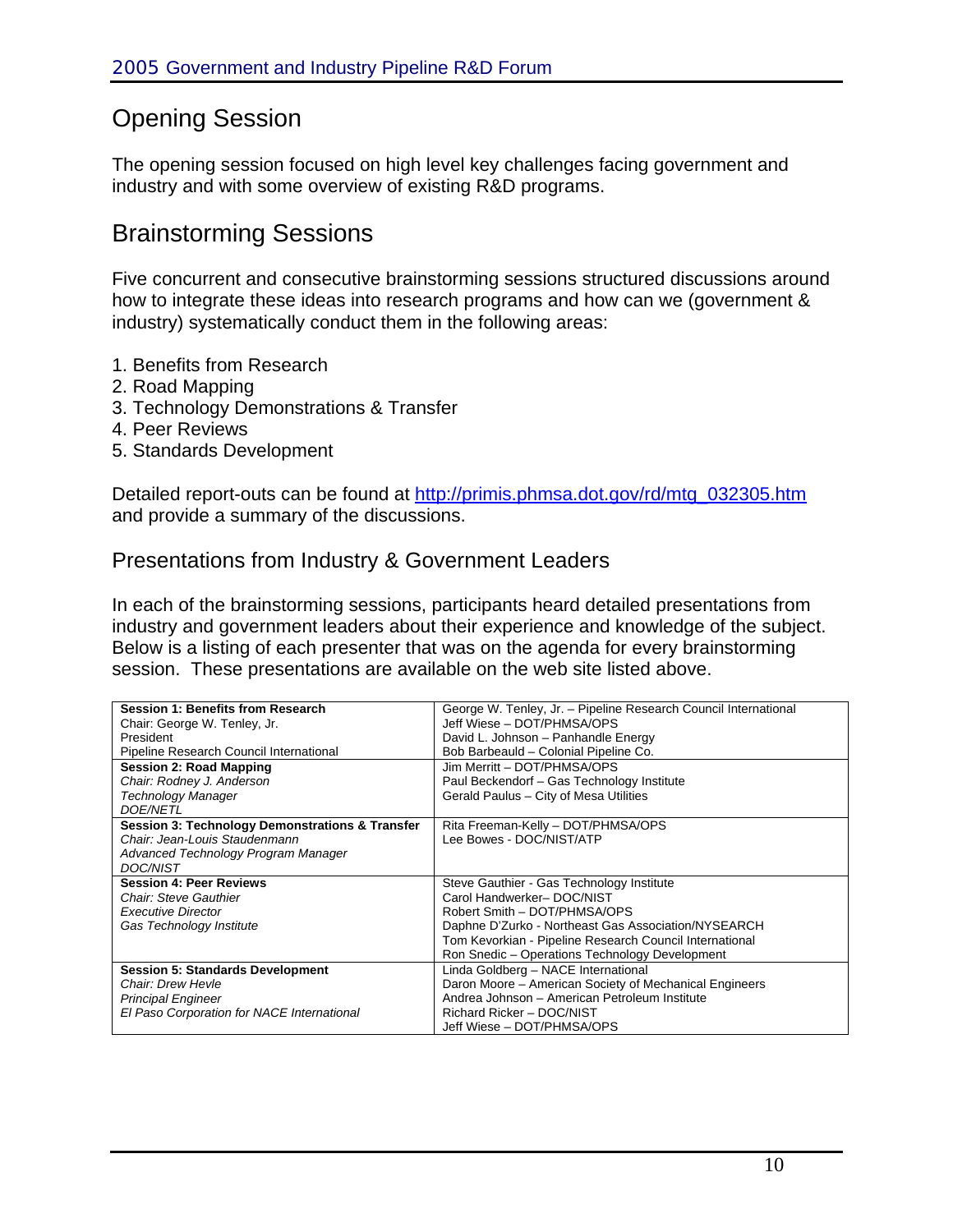## Opening Session

The opening session focused on high level key challenges facing government and industry and with some overview of existing R&D programs.

## Brainstorming Sessions

Five concurrent and consecutive brainstorming sessions structured discussions around how to integrate these ideas into research programs and how can we (government & industry) systematically conduct them in the following areas:

1. Benefits from Research
2. Road Mapping
3. Technology Demonstrations & Transfer
4. Peer Reviews
5. Standards Development

Detailed report-outs can be found at http://primis.phmsa.dot.gov/rd/mtg_032305.htm and provide a summary of the discussions.

### Presentations from Industry & Government Leaders

In each of the brainstorming sessions, participants heard detailed presentations from industry and government leaders about their experience and knowledge of the subject. Below is a listing of each presenter that was on the agenda for every brainstorming session. These presentations are available on the web site listed above.

| Session | Presenters |
|---|---|
| **Session 1: Benefits from Research**<br>Chair: George W. Tenley, Jr.<br>President<br>Pipeline Research Council International | George W. Tenley, Jr. – Pipeline Research Council International<br>Jeff Wiese – DOT/PHMSA/OPS<br>David L. Johnson – Panhandle Energy<br>Bob Barbeauld – Colonial Pipeline Co. |
| **Session 2: Road Mapping**<br>*Chair: Rodney J. Anderson*<br>*Technology Manager*<br>*DOE/NETL* | Jim Merritt – DOT/PHMSA/OPS<br>Paul Beckendorf – Gas Technology Institute<br>Gerald Paulus – City of Mesa Utilities |
| **Session 3: Technology Demonstrations & Transfer**<br>*Chair: Jean-Louis Staudenmann*<br>*Advanced Technology Program Manager*<br>*DOC/NIST* | Rita Freeman-Kelly – DOT/PHMSA/OPS<br>Lee Bowes - DOC/NIST/ATP |
| **Session 4: Peer Reviews**<br>*Chair: Steve Gauthier*<br>*Executive Director*<br>*Gas Technology Institute* | Steve Gauthier - Gas Technology Institute<br>Carol Handwerker– DOC/NIST<br>Robert Smith – DOT/PHMSA/OPS<br>Daphne D'Zurko - Northeast Gas Association/NYSEARCH<br>Tom Kevorkian - Pipeline Research Council International<br>Ron Snedic – Operations Technology Development |
| **Session 5: Standards Development**<br>*Chair: Drew Hevle*<br>*Principal Engineer*<br>*El Paso Corporation for NACE International* | Linda Goldberg – NACE International<br>Daron Moore – American Society of Mechanical Engineers<br>Andrea Johnson – American Petroleum Institute<br>Richard Ricker – DOC/NIST<br>Jeff Wiese – DOT/PHMSA/OPS |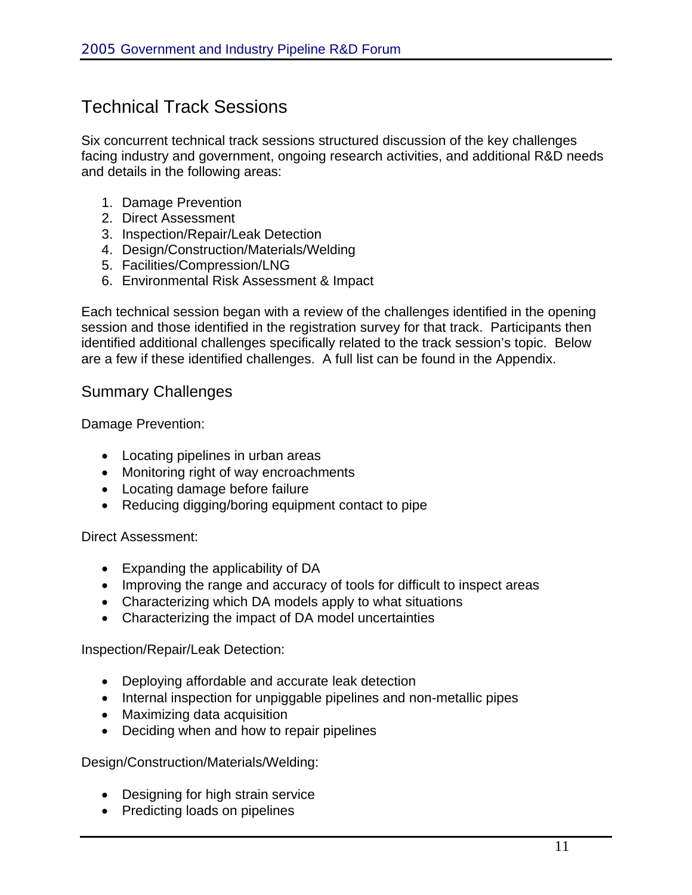## Technical Track Sessions

Six concurrent technical track sessions structured discussion of the key challenges facing industry and government, ongoing research activities, and additional R&D needs and details in the following areas:

1. Damage Prevention
2. Direct Assessment
3. Inspection/Repair/Leak Detection
4. Design/Construction/Materials/Welding
5. Facilities/Compression/LNG
6. Environmental Risk Assessment & Impact

Each technical session began with a review of the challenges identified in the opening session and those identified in the registration survey for that track. Participants then identified additional challenges specifically related to the track session's topic. Below are a few if these identified challenges. A full list can be found in the Appendix.

### Summary Challenges

Damage Prevention:

- Locating pipelines in urban areas
- Monitoring right of way encroachments
- Locating damage before failure
- Reducing digging/boring equipment contact to pipe

Direct Assessment:

- Expanding the applicability of DA
- Improving the range and accuracy of tools for difficult to inspect areas
- Characterizing which DA models apply to what situations
- Characterizing the impact of DA model uncertainties

Inspection/Repair/Leak Detection:

- Deploying affordable and accurate leak detection
- Internal inspection for unpiggable pipelines and non-metallic pipes
- Maximizing data acquisition
- Deciding when and how to repair pipelines

Design/Construction/Materials/Welding:

- Designing for high strain service
- Predicting loads on pipelines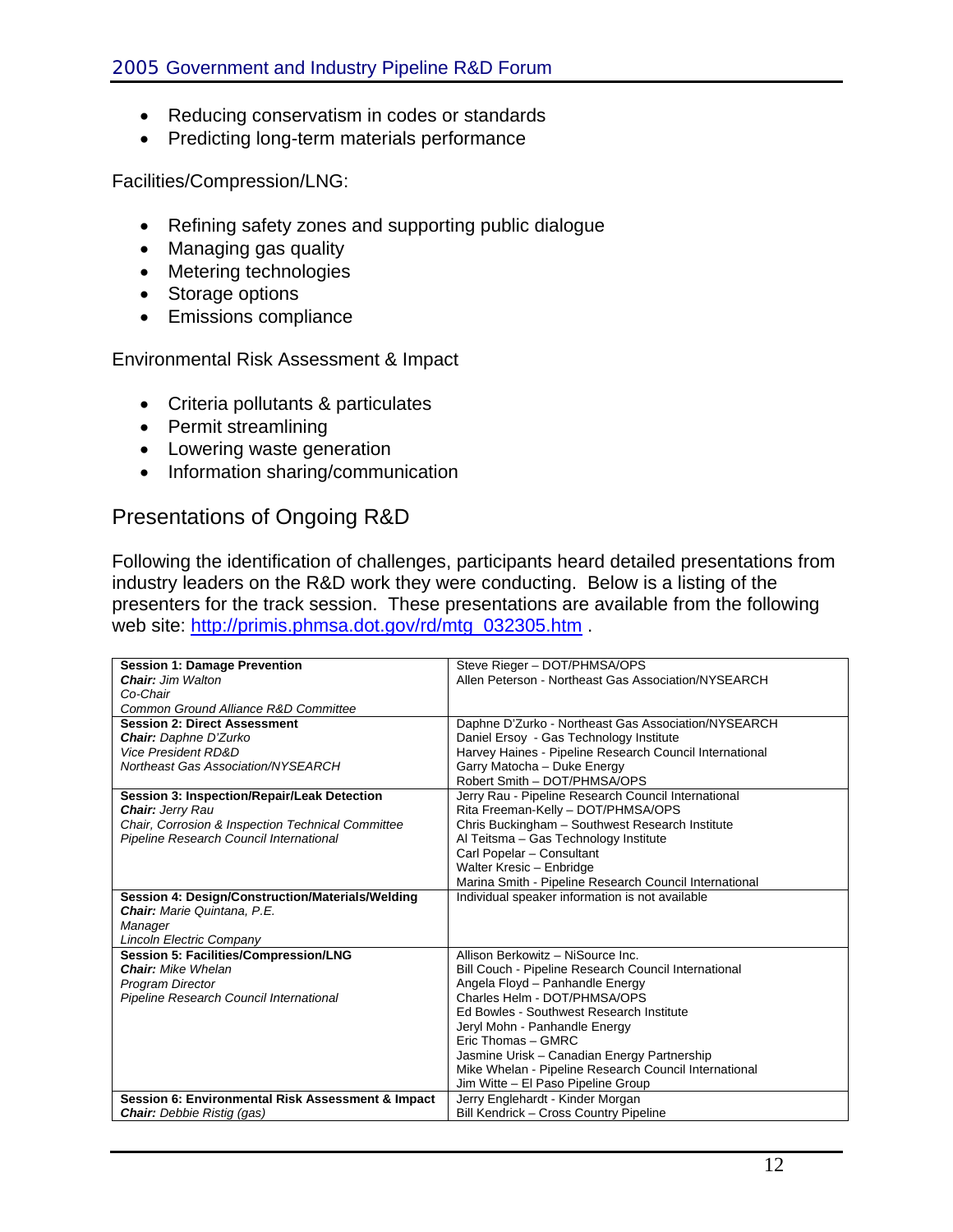- Reducing conservatism in codes or standards
- Predicting long-term materials performance

Facilities/Compression/LNG:

- Refining safety zones and supporting public dialogue
- Managing gas quality
- Metering technologies
- Storage options
- Emissions compliance

Environmental Risk Assessment & Impact

- Criteria pollutants & particulates
- Permit streamlining
- Lowering waste generation
- Information sharing/communication

## Presentations of Ongoing R&D

Following the identification of challenges, participants heard detailed presentations from industry leaders on the R&D work they were conducting. Below is a listing of the presenters for the track session. These presentations are available from the following web site: http://primis.phmsa.dot.gov/rd/mtg_032305.htm .

| Session | Presenters |
|---|---|
| **Session 1: Damage Prevention**<br>***Chair:*** *Jim Walton*<br>*Co-Chair*<br>*Common Ground Alliance R&D Committee* | Steve Rieger – DOT/PHMSA/OPS<br>Allen Peterson - Northeast Gas Association/NYSEARCH |
| **Session 2: Direct Assessment**<br>***Chair:*** *Daphne D'Zurko*<br>*Vice President RD&D*<br>*Northeast Gas Association/NYSEARCH* | Daphne D'Zurko - Northeast Gas Association/NYSEARCH<br>Daniel Ersoy - Gas Technology Institute<br>Harvey Haines - Pipeline Research Council International<br>Garry Matocha – Duke Energy<br>Robert Smith – DOT/PHMSA/OPS |
| **Session 3: Inspection/Repair/Leak Detection**<br>***Chair:*** *Jerry Rau*<br>*Chair, Corrosion & Inspection Technical Committee*<br>*Pipeline Research Council International* | Jerry Rau - Pipeline Research Council International<br>Rita Freeman-Kelly – DOT/PHMSA/OPS<br>Chris Buckingham – Southwest Research Institute<br>Al Teitsma – Gas Technology Institute<br>Carl Popelar – Consultant<br>Walter Kresic – Enbridge<br>Marina Smith - Pipeline Research Council International |
| **Session 4: Design/Construction/Materials/Welding**<br>***Chair:*** *Marie Quintana, P.E.*<br>*Manager*<br>*Lincoln Electric Company* | Individual speaker information is not available |
| **Session 5: Facilities/Compression/LNG**<br>***Chair:*** *Mike Whelan*<br>*Program Director*<br>*Pipeline Research Council International* | Allison Berkowitz – NiSource Inc.<br>Bill Couch - Pipeline Research Council International<br>Angela Floyd – Panhandle Energy<br>Charles Helm - DOT/PHMSA/OPS<br>Ed Bowles - Southwest Research Institute<br>Jeryl Mohn - Panhandle Energy<br>Eric Thomas – GMRC<br>Jasmine Urisk – Canadian Energy Partnership<br>Mike Whelan - Pipeline Research Council International<br>Jim Witte – El Paso Pipeline Group |
| **Session 6: Environmental Risk Assessment & Impact**<br>***Chair:*** *Debbie Ristig (gas)* | Jerry Englehardt - Kinder Morgan<br>Bill Kendrick – Cross Country Pipeline |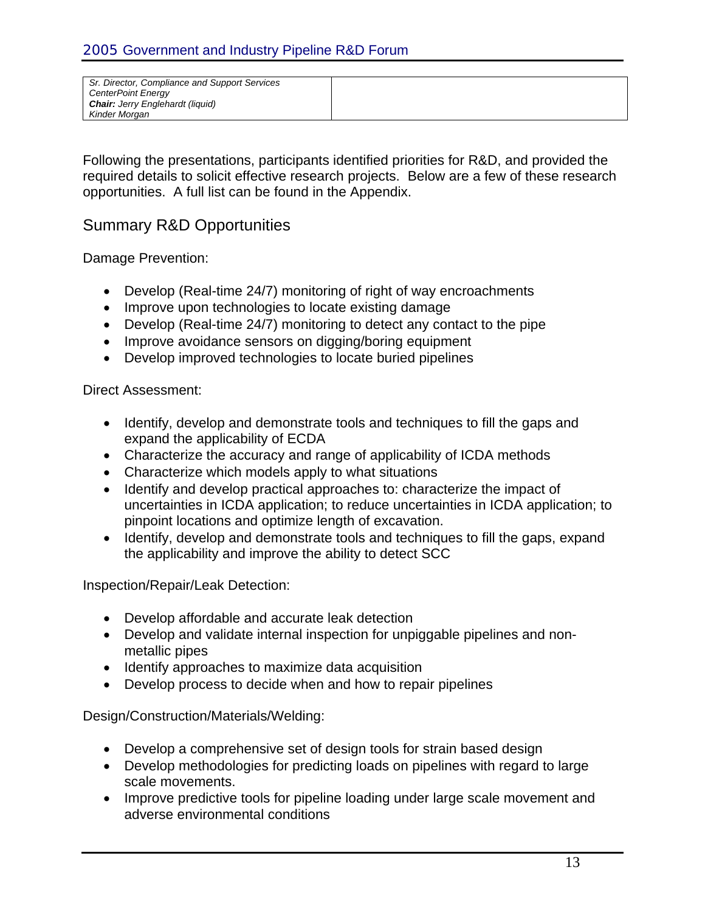| *Sr. Director, Compliance and Support Services* <br> *CenterPoint Energy* <br> ***Chair:** Jerry Englehardt (liquid)* <br> *Kinder Morgan* | |
|---|---|

Following the presentations, participants identified priorities for R&D, and provided the required details to solicit effective research projects. Below are a few of these research opportunities. A full list can be found in the Appendix.

## Summary R&D Opportunities

Damage Prevention:

- Develop (Real-time 24/7) monitoring of right of way encroachments
- Improve upon technologies to locate existing damage
- Develop (Real-time 24/7) monitoring to detect any contact to the pipe
- Improve avoidance sensors on digging/boring equipment
- Develop improved technologies to locate buried pipelines

Direct Assessment:

- Identify, develop and demonstrate tools and techniques to fill the gaps and expand the applicability of ECDA
- Characterize the accuracy and range of applicability of ICDA methods
- Characterize which models apply to what situations
- Identify and develop practical approaches to: characterize the impact of uncertainties in ICDA application; to reduce uncertainties in ICDA application; to pinpoint locations and optimize length of excavation.
- Identify, develop and demonstrate tools and techniques to fill the gaps, expand the applicability and improve the ability to detect SCC

Inspection/Repair/Leak Detection:

- Develop affordable and accurate leak detection
- Develop and validate internal inspection for unpiggable pipelines and non-metallic pipes
- Identify approaches to maximize data acquisition
- Develop process to decide when and how to repair pipelines

Design/Construction/Materials/Welding:

- Develop a comprehensive set of design tools for strain based design
- Develop methodologies for predicting loads on pipelines with regard to large scale movements.
- Improve predictive tools for pipeline loading under large scale movement and adverse environmental conditions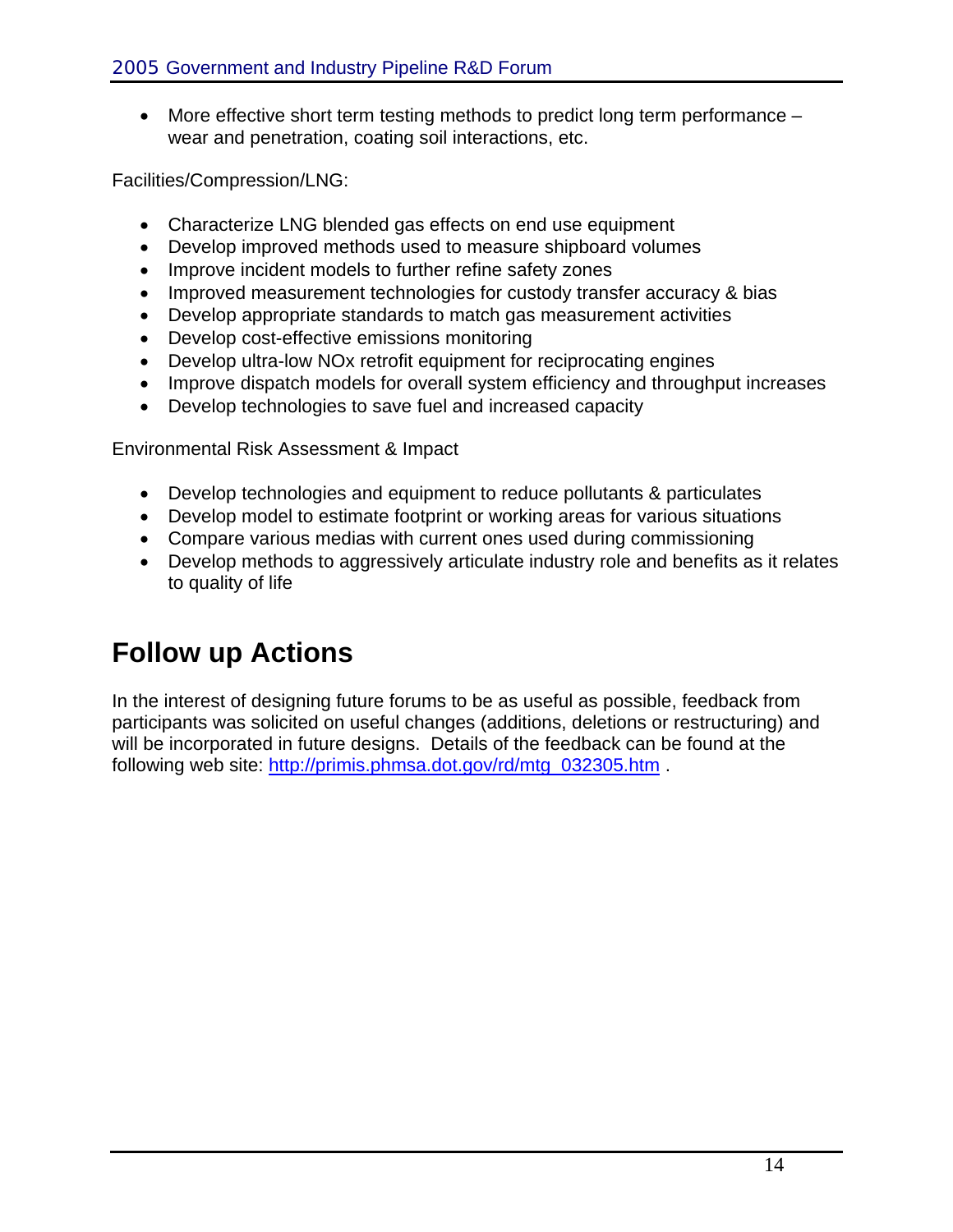- More effective short term testing methods to predict long term performance – wear and penetration, coating soil interactions, etc.

Facilities/Compression/LNG:

- Characterize LNG blended gas effects on end use equipment
- Develop improved methods used to measure shipboard volumes
- Improve incident models to further refine safety zones
- Improved measurement technologies for custody transfer accuracy & bias
- Develop appropriate standards to match gas measurement activities
- Develop cost-effective emissions monitoring
- Develop ultra-low NOx retrofit equipment for reciprocating engines
- Improve dispatch models for overall system efficiency and throughput increases
- Develop technologies to save fuel and increased capacity

Environmental Risk Assessment & Impact

- Develop technologies and equipment to reduce pollutants & particulates
- Develop model to estimate footprint or working areas for various situations
- Compare various medias with current ones used during commissioning
- Develop methods to aggressively articulate industry role and benefits as it relates to quality of life

# Follow up Actions

In the interest of designing future forums to be as useful as possible, feedback from participants was solicited on useful changes (additions, deletions or restructuring) and will be incorporated in future designs. Details of the feedback can be found at the following web site: http://primis.phmsa.dot.gov/rd/mtg_032305.htm .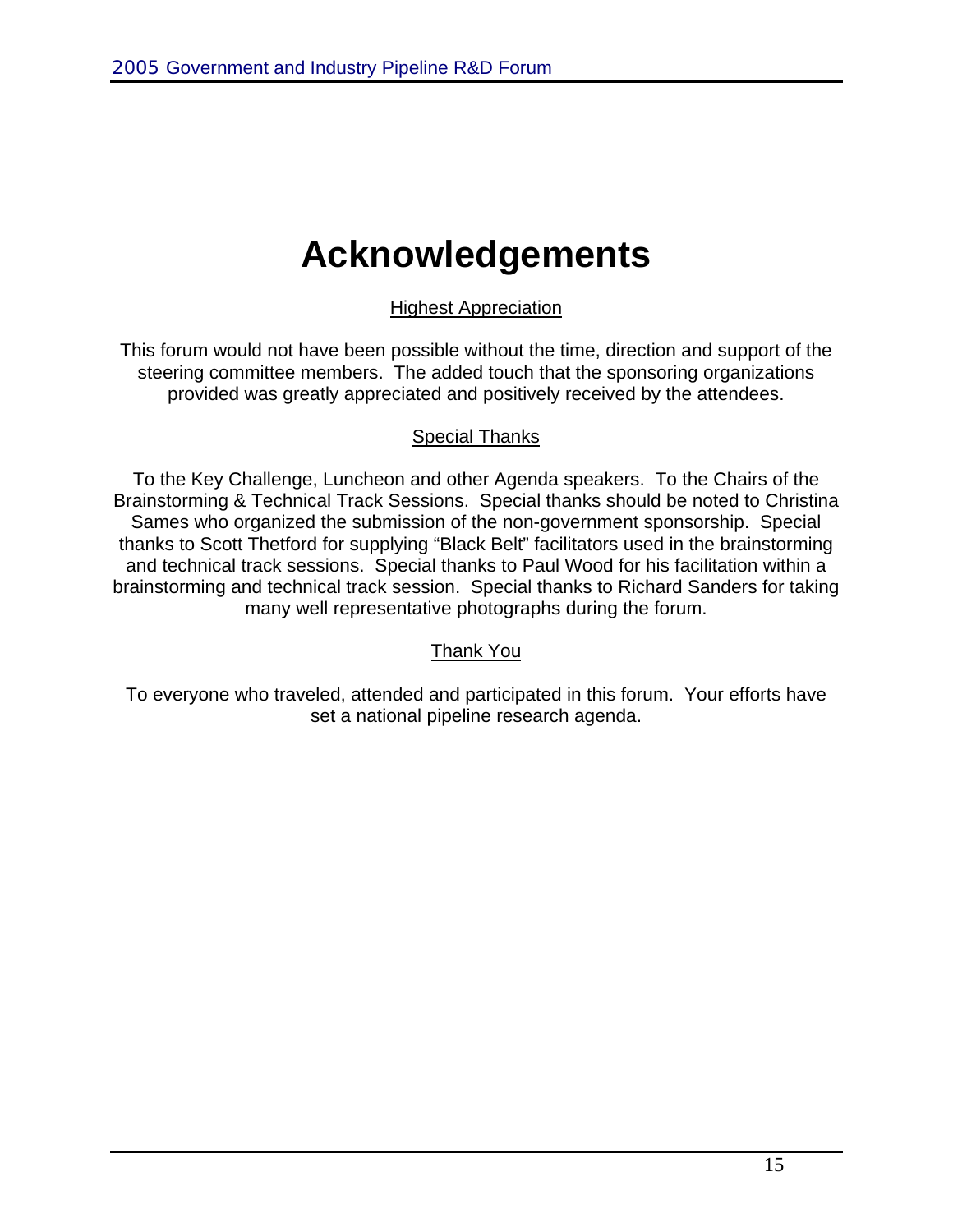# Acknowledgements

Highest Appreciation

This forum would not have been possible without the time, direction and support of the steering committee members. The added touch that the sponsoring organizations provided was greatly appreciated and positively received by the attendees.

Special Thanks

To the Key Challenge, Luncheon and other Agenda speakers. To the Chairs of the Brainstorming & Technical Track Sessions. Special thanks should be noted to Christina Sames who organized the submission of the non-government sponsorship. Special thanks to Scott Thetford for supplying "Black Belt" facilitators used in the brainstorming and technical track sessions. Special thanks to Paul Wood for his facilitation within a brainstorming and technical track session. Special thanks to Richard Sanders for taking many well representative photographs during the forum.

Thank You

To everyone who traveled, attended and participated in this forum. Your efforts have set a national pipeline research agenda.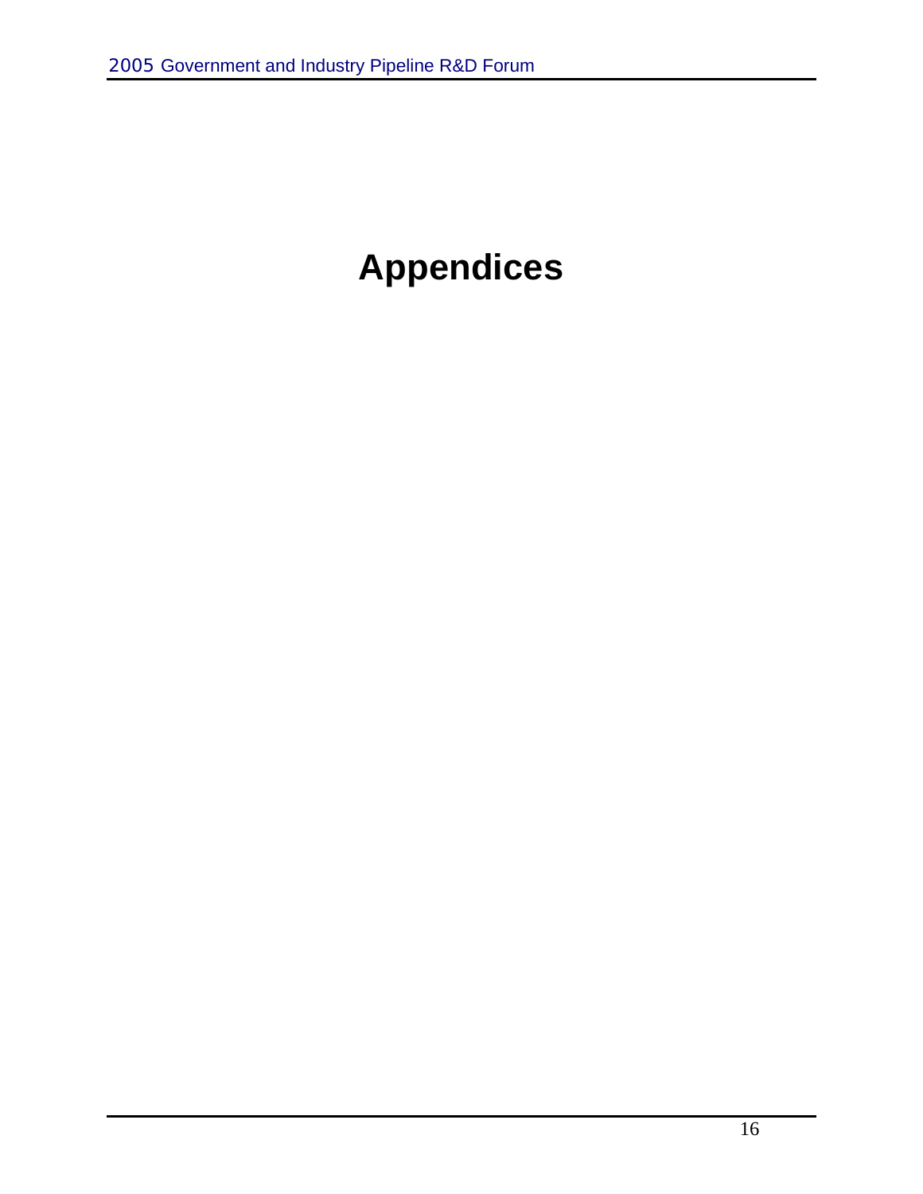# Appendices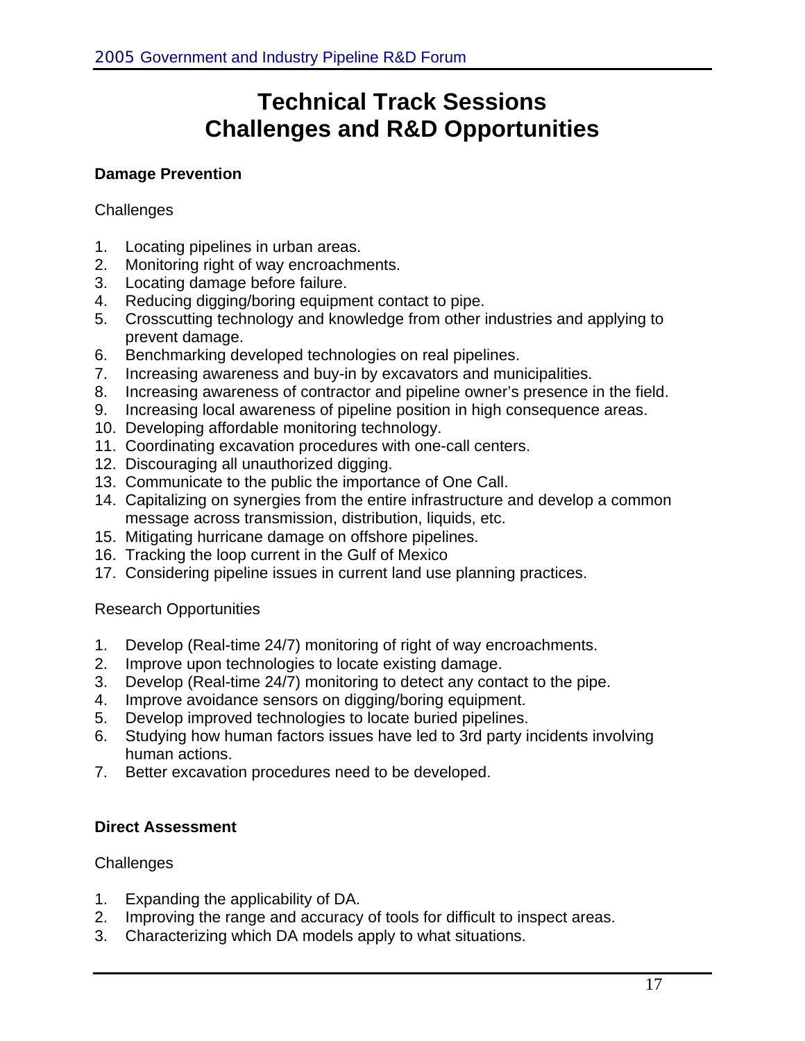# Technical Track Sessions
# Challenges and R&D Opportunities

## Damage Prevention

Challenges

1. Locating pipelines in urban areas.
2. Monitoring right of way encroachments.
3. Locating damage before failure.
4. Reducing digging/boring equipment contact to pipe.
5. Crosscutting technology and knowledge from other industries and applying to prevent damage.
6. Benchmarking developed technologies on real pipelines.
7. Increasing awareness and buy-in by excavators and municipalities.
8. Increasing awareness of contractor and pipeline owner's presence in the field.
9. Increasing local awareness of pipeline position in high consequence areas.
10. Developing affordable monitoring technology.
11. Coordinating excavation procedures with one-call centers.
12. Discouraging all unauthorized digging.
13. Communicate to the public the importance of One Call.
14. Capitalizing on synergies from the entire infrastructure and develop a common message across transmission, distribution, liquids, etc.
15. Mitigating hurricane damage on offshore pipelines.
16. Tracking the loop current in the Gulf of Mexico
17. Considering pipeline issues in current land use planning practices.

Research Opportunities

1. Develop (Real-time 24/7) monitoring of right of way encroachments.
2. Improve upon technologies to locate existing damage.
3. Develop (Real-time 24/7) monitoring to detect any contact to the pipe.
4. Improve avoidance sensors on digging/boring equipment.
5. Develop improved technologies to locate buried pipelines.
6. Studying how human factors issues have led to 3rd party incidents involving human actions.
7. Better excavation procedures need to be developed.

## Direct Assessment

Challenges

1. Expanding the applicability of DA.
2. Improving the range and accuracy of tools for difficult to inspect areas.
3. Characterizing which DA models apply to what situations.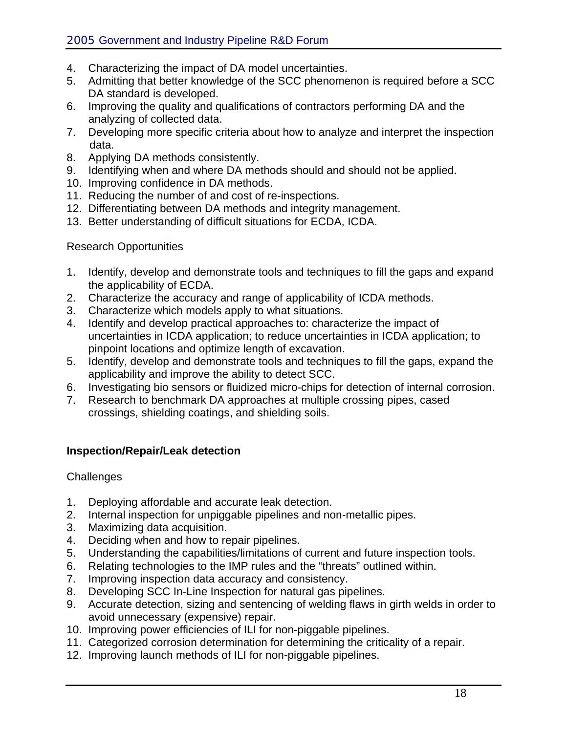4. Characterizing the impact of DA model uncertainties.
5. Admitting that better knowledge of the SCC phenomenon is required before a SCC DA standard is developed.
6. Improving the quality and qualifications of contractors performing DA and the analyzing of collected data.
7. Developing more specific criteria about how to analyze and interpret the inspection data.
8. Applying DA methods consistently.
9. Identifying when and where DA methods should and should not be applied.
10. Improving confidence in DA methods.
11. Reducing the number of and cost of re-inspections.
12. Differentiating between DA methods and integrity management.
13. Better understanding of difficult situations for ECDA, ICDA.

Research Opportunities

1. Identify, develop and demonstrate tools and techniques to fill the gaps and expand the applicability of ECDA.
2. Characterize the accuracy and range of applicability of ICDA methods.
3. Characterize which models apply to what situations.
4. Identify and develop practical approaches to: characterize the impact of uncertainties in ICDA application; to reduce uncertainties in ICDA application; to pinpoint locations and optimize length of excavation.
5. Identify, develop and demonstrate tools and techniques to fill the gaps, expand the applicability and improve the ability to detect SCC.
6. Investigating bio sensors or fluidized micro-chips for detection of internal corrosion.
7. Research to benchmark DA approaches at multiple crossing pipes, cased crossings, shielding coatings, and shielding soils.

**Inspection/Repair/Leak detection**

Challenges

1. Deploying affordable and accurate leak detection.
2. Internal inspection for unpiggable pipelines and non-metallic pipes.
3. Maximizing data acquisition.
4. Deciding when and how to repair pipelines.
5. Understanding the capabilities/limitations of current and future inspection tools.
6. Relating technologies to the IMP rules and the "threats" outlined within.
7. Improving inspection data accuracy and consistency.
8. Developing SCC In-Line Inspection for natural gas pipelines.
9. Accurate detection, sizing and sentencing of welding flaws in girth welds in order to avoid unnecessary (expensive) repair.
10. Improving power efficiencies of ILI for non-piggable pipelines.
11. Categorized corrosion determination for determining the criticality of a repair.
12. Improving launch methods of ILI for non-piggable pipelines.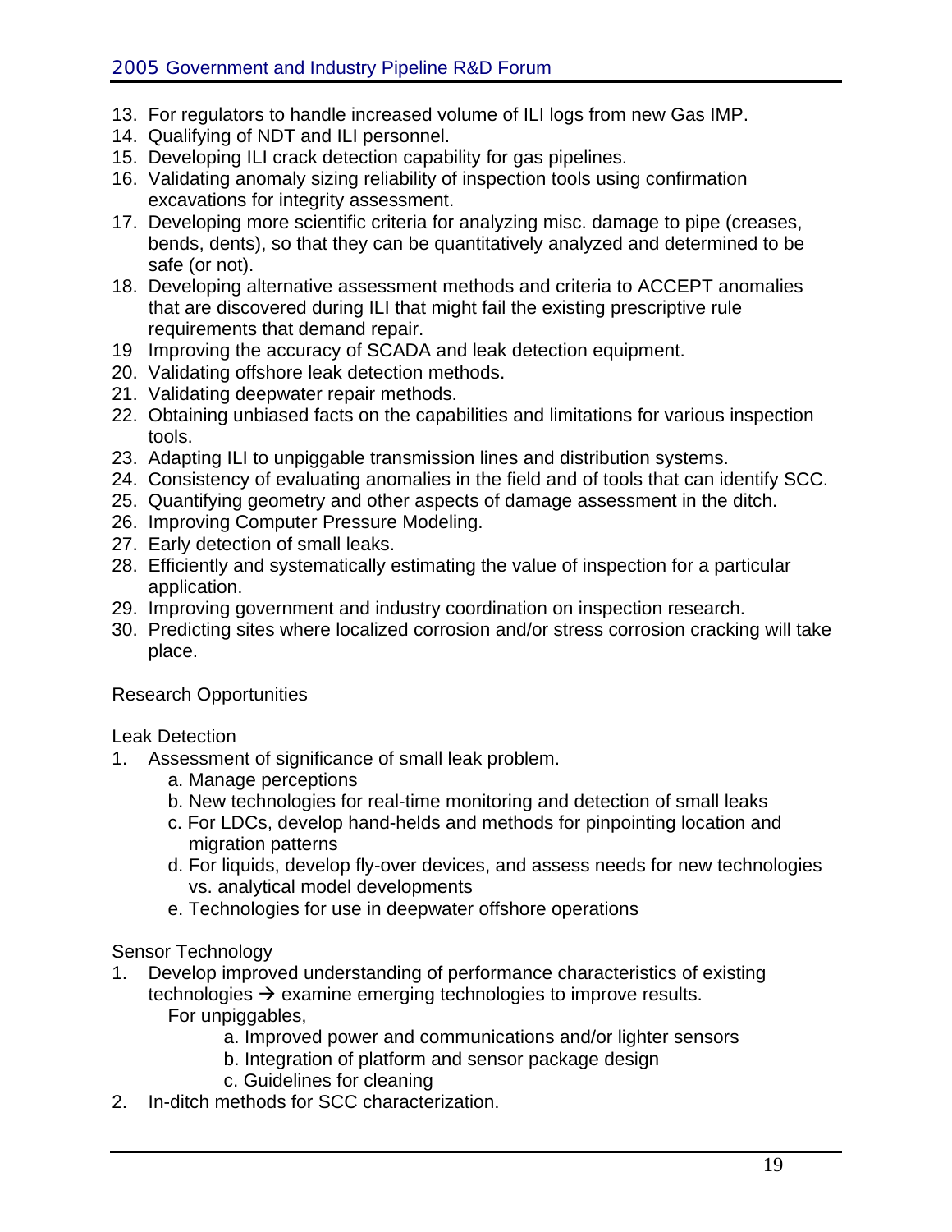13. For regulators to handle increased volume of ILI logs from new Gas IMP.
14. Qualifying of NDT and ILI personnel.
15. Developing ILI crack detection capability for gas pipelines.
16. Validating anomaly sizing reliability of inspection tools using confirmation excavations for integrity assessment.
17. Developing more scientific criteria for analyzing misc. damage to pipe (creases, bends, dents), so that they can be quantitatively analyzed and determined to be safe (or not).
18. Developing alternative assessment methods and criteria to ACCEPT anomalies that are discovered during ILI that might fail the existing prescriptive rule requirements that demand repair.
19. Improving the accuracy of SCADA and leak detection equipment.
20. Validating offshore leak detection methods.
21. Validating deepwater repair methods.
22. Obtaining unbiased facts on the capabilities and limitations for various inspection tools.
23. Adapting ILI to unpiggable transmission lines and distribution systems.
24. Consistency of evaluating anomalies in the field and of tools that can identify SCC.
25. Quantifying geometry and other aspects of damage assessment in the ditch.
26. Improving Computer Pressure Modeling.
27. Early detection of small leaks.
28. Efficiently and systematically estimating the value of inspection for a particular application.
29. Improving government and industry coordination on inspection research.
30. Predicting sites where localized corrosion and/or stress corrosion cracking will take place.

Research Opportunities

Leak Detection

1. Assessment of significance of small leak problem.
   a. Manage perceptions
   b. New technologies for real-time monitoring and detection of small leaks
   c. For LDCs, develop hand-helds and methods for pinpointing location and migration patterns
   d. For liquids, develop fly-over devices, and assess needs for new technologies vs. analytical model developments
   e. Technologies for use in deepwater offshore operations

Sensor Technology

1. Develop improved understanding of performance characteristics of existing technologies → examine emerging technologies to improve results.
   For unpiggables,
   a. Improved power and communications and/or lighter sensors
   b. Integration of platform and sensor package design
   c. Guidelines for cleaning
2. In-ditch methods for SCC characterization.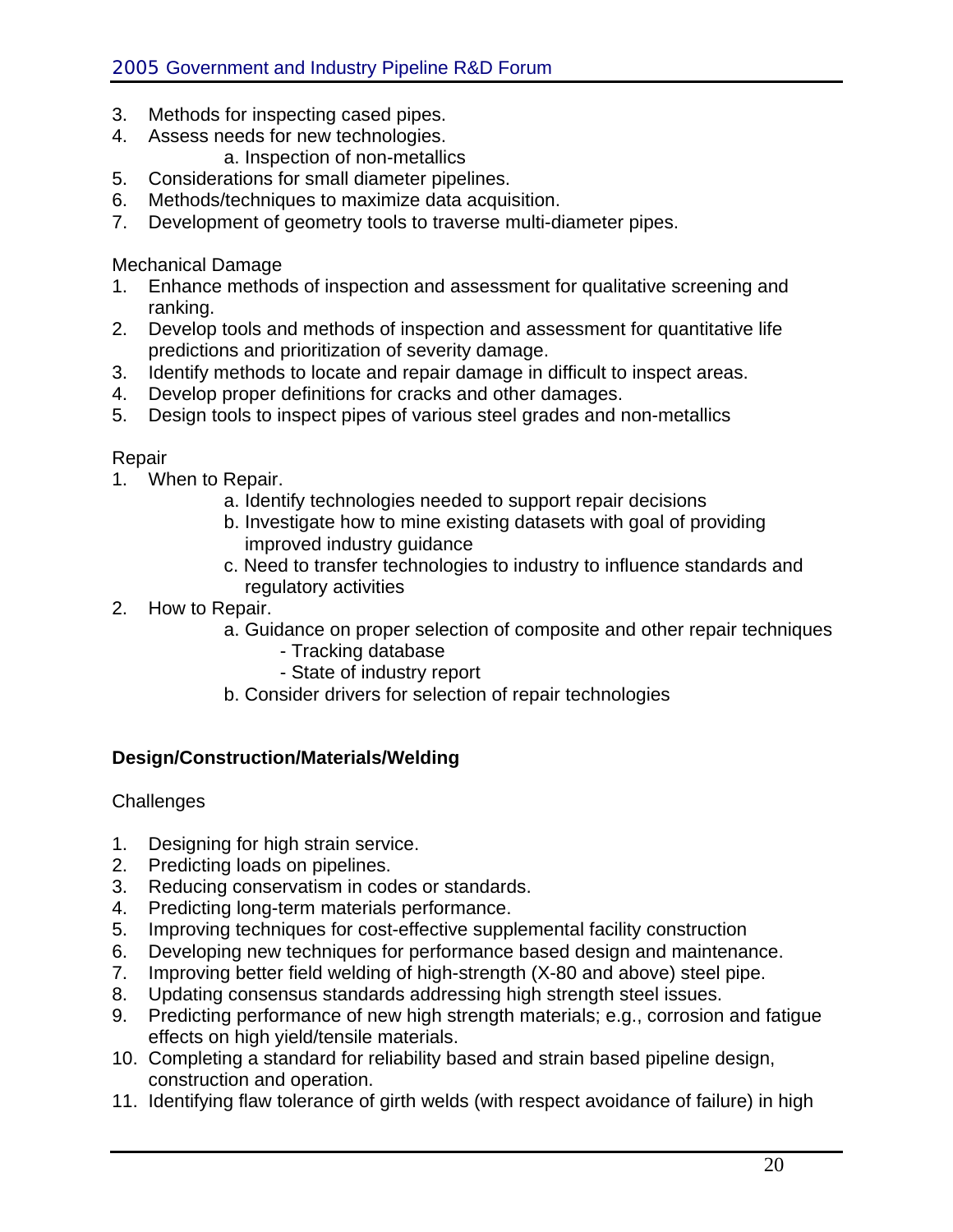3. Methods for inspecting cased pipes.
4. Assess needs for new technologies.
   a. Inspection of non-metallics
5. Considerations for small diameter pipelines.
6. Methods/techniques to maximize data acquisition.
7. Development of geometry tools to traverse multi-diameter pipes.

Mechanical Damage

1. Enhance methods of inspection and assessment for qualitative screening and ranking.
2. Develop tools and methods of inspection and assessment for quantitative life predictions and prioritization of severity damage.
3. Identify methods to locate and repair damage in difficult to inspect areas.
4. Develop proper definitions for cracks and other damages.
5. Design tools to inspect pipes of various steel grades and non-metallics

Repair

1. When to Repair.
   a. Identify technologies needed to support repair decisions
   b. Investigate how to mine existing datasets with goal of providing improved industry guidance
   c. Need to transfer technologies to industry to influence standards and regulatory activities
2. How to Repair.
   a. Guidance on proper selection of composite and other repair techniques
      - Tracking database
      - State of industry report
   b. Consider drivers for selection of repair technologies

**Design/Construction/Materials/Welding**

Challenges

1. Designing for high strain service.
2. Predicting loads on pipelines.
3. Reducing conservatism in codes or standards.
4. Predicting long-term materials performance.
5. Improving techniques for cost-effective supplemental facility construction
6. Developing new techniques for performance based design and maintenance.
7. Improving better field welding of high-strength (X-80 and above) steel pipe.
8. Updating consensus standards addressing high strength steel issues.
9. Predicting performance of new high strength materials; e.g., corrosion and fatigue effects on high yield/tensile materials.
10. Completing a standard for reliability based and strain based pipeline design, construction and operation.
11. Identifying flaw tolerance of girth welds (with respect avoidance of failure) in high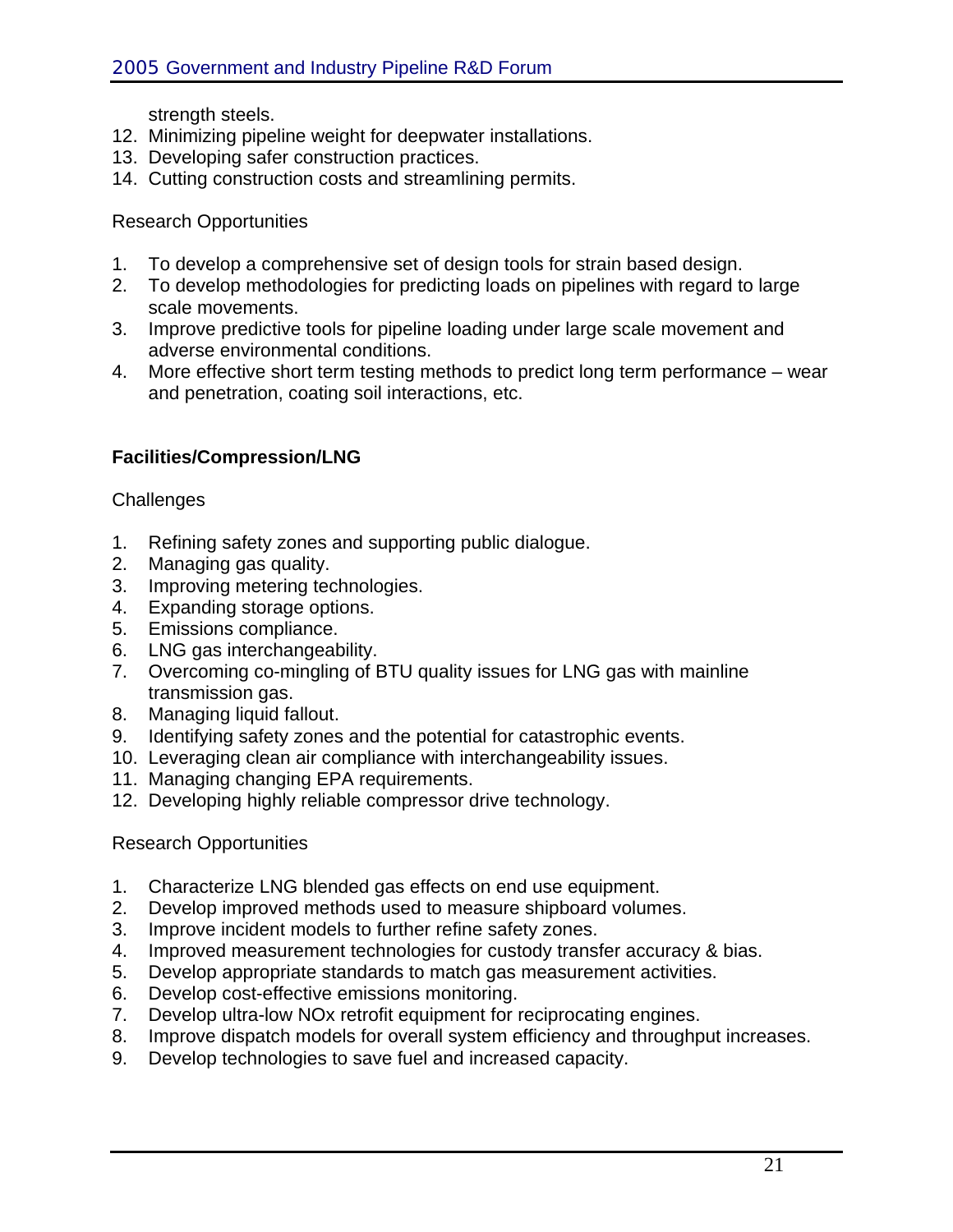strength steels.

12. Minimizing pipeline weight for deepwater installations.
13. Developing safer construction practices.
14. Cutting construction costs and streamlining permits.

Research Opportunities

1. To develop a comprehensive set of design tools for strain based design.
2. To develop methodologies for predicting loads on pipelines with regard to large scale movements.
3. Improve predictive tools for pipeline loading under large scale movement and adverse environmental conditions.
4. More effective short term testing methods to predict long term performance – wear and penetration, coating soil interactions, etc.

**Facilities/Compression/LNG**

Challenges

1. Refining safety zones and supporting public dialogue.
2. Managing gas quality.
3. Improving metering technologies.
4. Expanding storage options.
5. Emissions compliance.
6. LNG gas interchangeability.
7. Overcoming co-mingling of BTU quality issues for LNG gas with mainline transmission gas.
8. Managing liquid fallout.
9. Identifying safety zones and the potential for catastrophic events.
10. Leveraging clean air compliance with interchangeability issues.
11. Managing changing EPA requirements.
12. Developing highly reliable compressor drive technology.

Research Opportunities

1. Characterize LNG blended gas effects on end use equipment.
2. Develop improved methods used to measure shipboard volumes.
3. Improve incident models to further refine safety zones.
4. Improved measurement technologies for custody transfer accuracy & bias.
5. Develop appropriate standards to match gas measurement activities.
6. Develop cost-effective emissions monitoring.
7. Develop ultra-low NOx retrofit equipment for reciprocating engines.
8. Improve dispatch models for overall system efficiency and throughput increases.
9. Develop technologies to save fuel and increased capacity.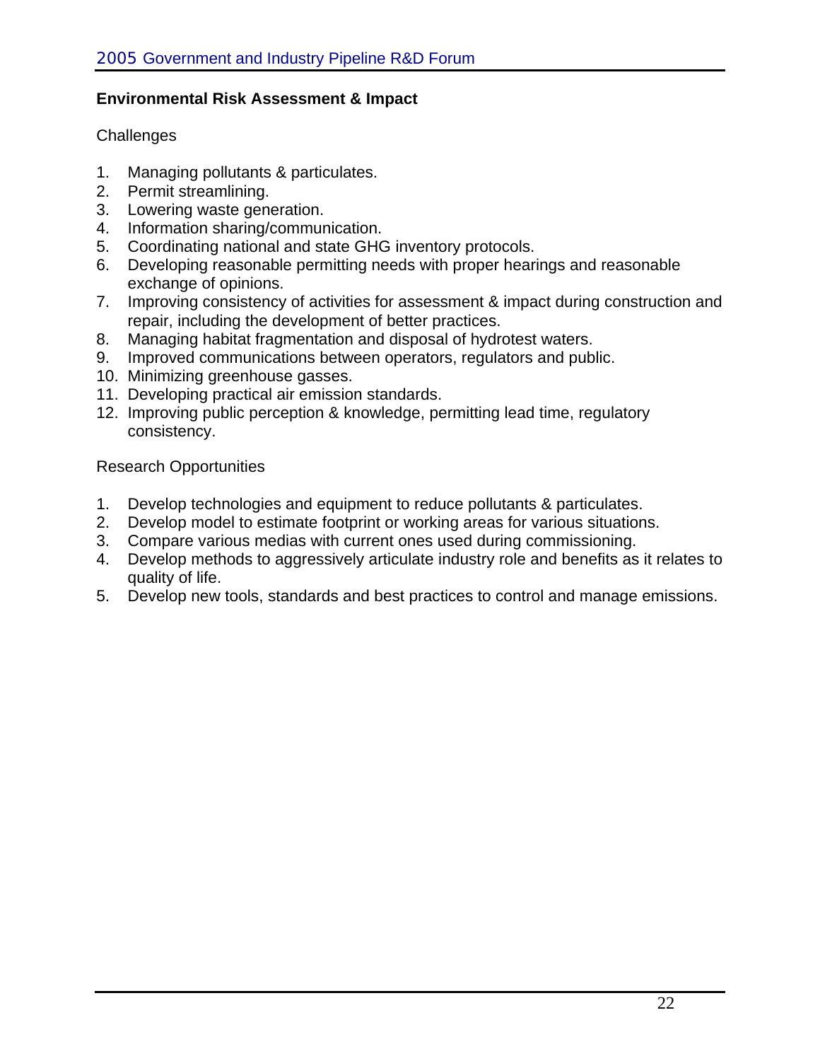**Environmental Risk Assessment & Impact**

Challenges

1. Managing pollutants & particulates.
2. Permit streamlining.
3. Lowering waste generation.
4. Information sharing/communication.
5. Coordinating national and state GHG inventory protocols.
6. Developing reasonable permitting needs with proper hearings and reasonable exchange of opinions.
7. Improving consistency of activities for assessment & impact during construction and repair, including the development of better practices.
8. Managing habitat fragmentation and disposal of hydrotest waters.
9. Improved communications between operators, regulators and public.
10. Minimizing greenhouse gasses.
11. Developing practical air emission standards.
12. Improving public perception & knowledge, permitting lead time, regulatory consistency.

Research Opportunities

1. Develop technologies and equipment to reduce pollutants & particulates.
2. Develop model to estimate footprint or working areas for various situations.
3. Compare various medias with current ones used during commissioning.
4. Develop methods to aggressively articulate industry role and benefits as it relates to quality of life.
5. Develop new tools, standards and best practices to control and manage emissions.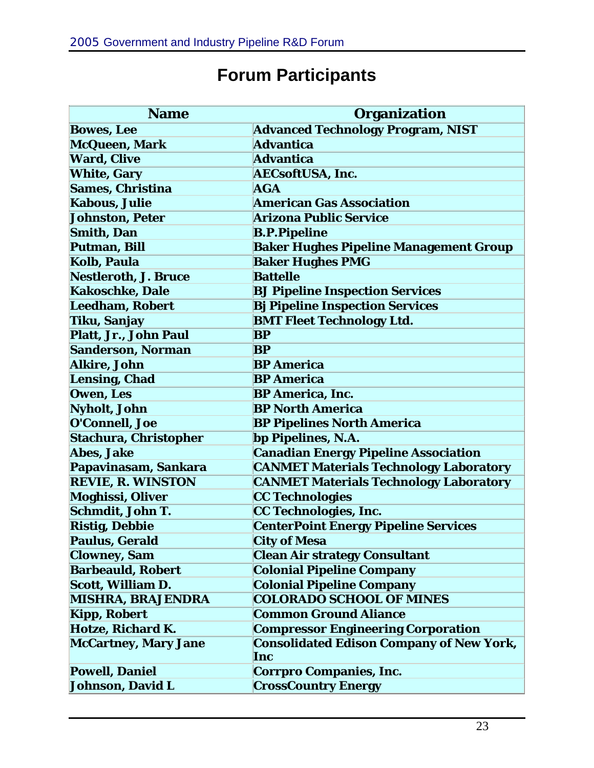# Forum Participants

| Name | Organization |
|---|---|
| Bowes, Lee | Advanced Technology Program, NIST |
| McQueen, Mark | Advantica |
| Ward, Clive | Advantica |
| White, Gary | AECsoftUSA, Inc. |
| Sames, Christina | AGA |
| Kabous, Julie | American Gas Association |
| Johnston, Peter | Arizona Public Service |
| Smith, Dan | B.P.Pipeline |
| Putman, Bill | Baker Hughes Pipeline Management Group |
| Kolb, Paula | Baker Hughes PMG |
| Nestleroth, J. Bruce | Battelle |
| Kakoschke, Dale | BJ Pipeline Inspection Services |
| Leedham, Robert | Bj Pipeline Inspection Services |
| Tiku, Sanjay | BMT Fleet Technology Ltd. |
| Platt, Jr., John Paul | BP |
| Sanderson, Norman | BP |
| Alkire, John | BP America |
| Lensing, Chad | BP America |
| Owen, Les | BP America, Inc. |
| Nyholt, John | BP North America |
| O'Connell, Joe | BP Pipelines North America |
| Stachura, Christopher | bp Pipelines, N.A. |
| Abes, Jake | Canadian Energy Pipeline Association |
| Papavinasam, Sankara | CANMET Materials Technology Laboratory |
| REVIE, R. WINSTON | CANMET Materials Technology Laboratory |
| Moghissi, Oliver | CC Technologies |
| Schmdit, John T. | CC Technologies, Inc. |
| Ristig, Debbie | CenterPoint Energy Pipeline Services |
| Paulus, Gerald | City of Mesa |
| Clowney, Sam | Clean Air strategy Consultant |
| Barbeauld, Robert | Colonial Pipeline Company |
| Scott, William D. | Colonial Pipeline Company |
| MISHRA, BRAJENDRA | COLORADO SCHOOL OF MINES |
| Kipp, Robert | Common Ground Aliance |
| Hotze, Richard K. | Compressor Engineering Corporation |
| McCartney, Mary Jane | Consolidated Edison Company of New York, Inc |
| Powell, Daniel | Corrpro Companies, Inc. |
| Johnson, David L | CrossCountry Energy |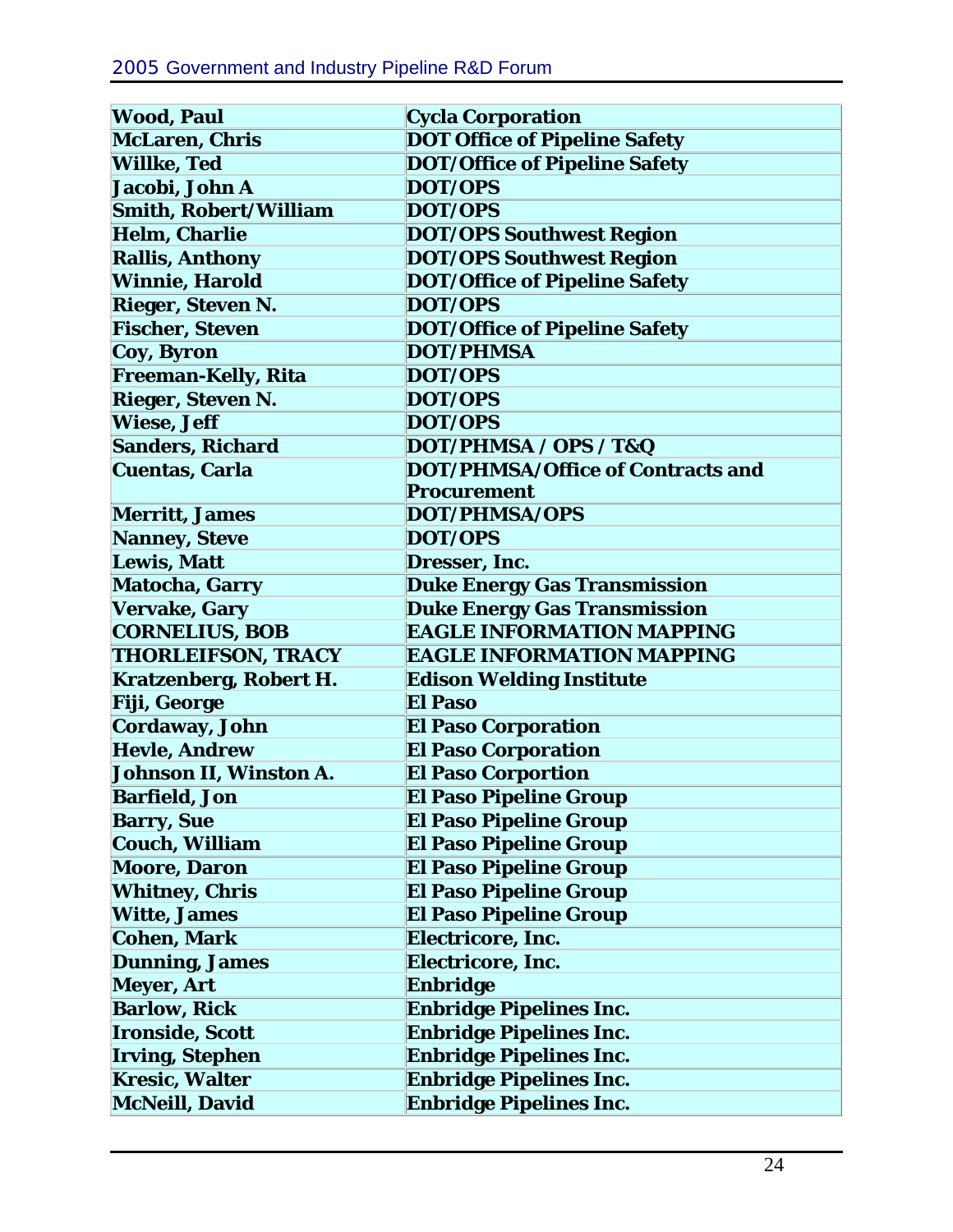| Wood, Paul | Cycla Corporation |
|---|---|
| McLaren, Chris | DOT Office of Pipeline Safety |
| Willke, Ted | DOT/Office of Pipeline Safety |
| Jacobi, John A | DOT/OPS |
| Smith, Robert/William | DOT/OPS |
| Helm, Charlie | DOT/OPS Southwest Region |
| Rallis, Anthony | DOT/OPS Southwest Region |
| Winnie, Harold | DOT/Office of Pipeline Safety |
| Rieger, Steven N. | DOT/OPS |
| Fischer, Steven | DOT/Office of Pipeline Safety |
| Coy, Byron | DOT/PHMSA |
| Freeman-Kelly, Rita | DOT/OPS |
| Rieger, Steven N. | DOT/OPS |
| Wiese, Jeff | DOT/OPS |
| Sanders, Richard | DOT/PHMSA / OPS / T&Q |
| Cuentas, Carla | DOT/PHMSA/Office of Contracts and Procurement |
| Merritt, James | DOT/PHMSA/OPS |
| Nanney, Steve | DOT/OPS |
| Lewis, Matt | Dresser, Inc. |
| Matocha, Garry | Duke Energy Gas Transmission |
| Vervake, Gary | Duke Energy Gas Transmission |
| CORNELIUS, BOB | EAGLE INFORMATION MAPPING |
| THORLEIFSON, TRACY | EAGLE INFORMATION MAPPING |
| Kratzenberg, Robert H. | Edison Welding Institute |
| Fiji, George | El Paso |
| Cordaway, John | El Paso Corporation |
| Hevle, Andrew | El Paso Corporation |
| Johnson II, Winston A. | El Paso Corportion |
| Barfield, Jon | El Paso Pipeline Group |
| Barry, Sue | El Paso Pipeline Group |
| Couch, William | El Paso Pipeline Group |
| Moore, Daron | El Paso Pipeline Group |
| Whitney, Chris | El Paso Pipeline Group |
| Witte, James | El Paso Pipeline Group |
| Cohen, Mark | Electricore, Inc. |
| Dunning, James | Electricore, Inc. |
| Meyer, Art | Enbridge |
| Barlow, Rick | Enbridge Pipelines Inc. |
| Ironside, Scott | Enbridge Pipelines Inc. |
| Irving, Stephen | Enbridge Pipelines Inc. |
| Kresic, Walter | Enbridge Pipelines Inc. |
| McNeill, David | Enbridge Pipelines Inc. |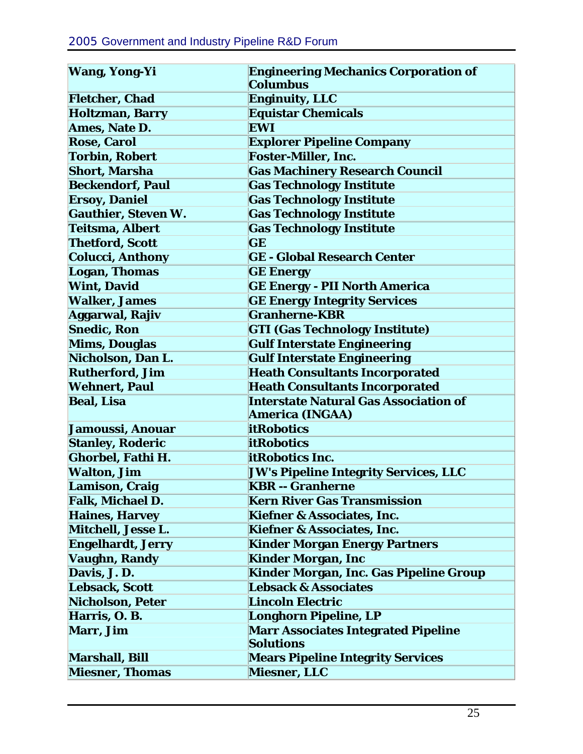| Wang, Yong-Yi | Engineering Mechanics Corporation of Columbus |
|---|---|
| Fletcher, Chad | Enginuity, LLC |
| Holtzman, Barry | Equistar Chemicals |
| Ames, Nate D. | EWI |
| Rose, Carol | Explorer Pipeline Company |
| Torbin, Robert | Foster-Miller, Inc. |
| Short, Marsha | Gas Machinery Research Council |
| Beckendorf, Paul | Gas Technology Institute |
| Ersoy, Daniel | Gas Technology Institute |
| Gauthier, Steven W. | Gas Technology Institute |
| Teitsma, Albert | Gas Technology Institute |
| Thetford, Scott | GE |
| Colucci, Anthony | GE - Global Research Center |
| Logan, Thomas | GE Energy |
| Wint, David | GE Energy - PII North America |
| Walker, James | GE Energy Integrity Services |
| Aggarwal, Rajiv | Granherne-KBR |
| Snedic, Ron | GTI (Gas Technology Institute) |
| Mims, Douglas | Gulf Interstate Engineering |
| Nicholson, Dan L. | Gulf Interstate Engineering |
| Rutherford, Jim | Heath Consultants Incorporated |
| Wehnert, Paul | Heath Consultants Incorporated |
| Beal, Lisa | Interstate Natural Gas Association of America (INGAA) |
| Jamoussi, Anouar | itRobotics |
| Stanley, Roderic | itRobotics |
| Ghorbel, Fathi H. | itRobotics Inc. |
| Walton, Jim | JW's Pipeline Integrity Services, LLC |
| Lamison, Craig | KBR -- Granherne |
| Falk, Michael D. | Kern River Gas Transmission |
| Haines, Harvey | Kiefner & Associates, Inc. |
| Mitchell, Jesse L. | Kiefner & Associates, Inc. |
| Engelhardt, Jerry | Kinder Morgan Energy Partners |
| Vaughn, Randy | Kinder Morgan, Inc |
| Davis, J. D. | Kinder Morgan, Inc. Gas Pipeline Group |
| Lebsack, Scott | Lebsack & Associates |
| Nicholson, Peter | Lincoln Electric |
| Harris, O. B. | Longhorn Pipeline, LP |
| Marr, Jim | Marr Associates Integrated Pipeline Solutions |
| Marshall, Bill | Mears Pipeline Integrity Services |
| Miesner, Thomas | Miesner, LLC |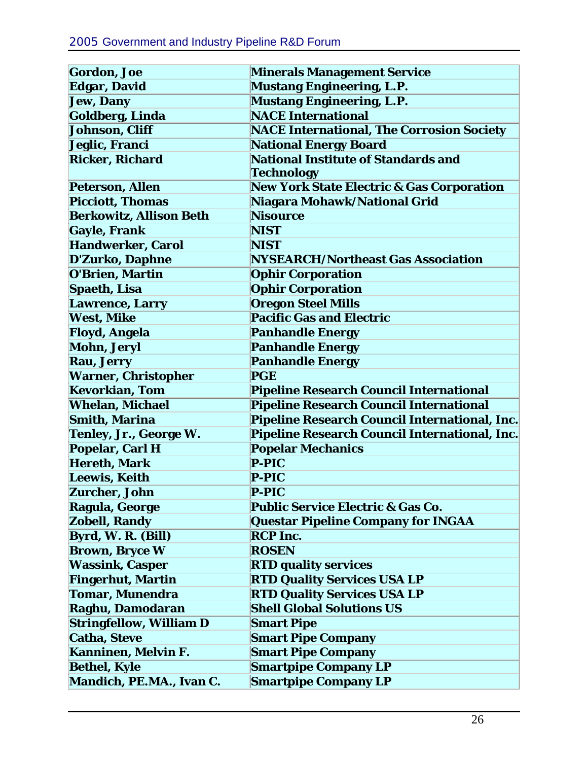| Gordon, Joe | Minerals Management Service |
|---|---|
| Edgar, David | Mustang Engineering, L.P. |
| Jew, Dany | Mustang Engineering, L.P. |
| Goldberg, Linda | NACE International |
| Johnson, Cliff | NACE International, The Corrosion Society |
| Jeglic, Franci | National Energy Board |
| Ricker, Richard | National Institute of Standards and Technology |
| Peterson, Allen | New York State Electric & Gas Corporation |
| Picciott, Thomas | Niagara Mohawk/National Grid |
| Berkowitz, Allison Beth | Nisource |
| Gayle, Frank | NIST |
| Handwerker, Carol | NIST |
| D'Zurko, Daphne | NYSEARCH/Northeast Gas Association |
| O'Brien, Martin | Ophir Corporation |
| Spaeth, Lisa | Ophir Corporation |
| Lawrence, Larry | Oregon Steel Mills |
| West, Mike | Pacific Gas and Electric |
| Floyd, Angela | Panhandle Energy |
| Mohn, Jeryl | Panhandle Energy |
| Rau, Jerry | Panhandle Energy |
| Warner, Christopher | PGE |
| Kevorkian, Tom | Pipeline Research Council International |
| Whelan, Michael | Pipeline Research Council International |
| Smith, Marina | Pipeline Research Council International, Inc. |
| Tenley, Jr., George W. | Pipeline Research Council International, Inc. |
| Popelar, Carl H | Popelar Mechanics |
| Hereth, Mark | P-PIC |
| Leewis, Keith | P-PIC |
| Zurcher, John | P-PIC |
| Ragula, George | Public Service Electric & Gas Co. |
| Zobell, Randy | Questar Pipeline Company for INGAA |
| Byrd, W. R. (Bill) | RCP Inc. |
| Brown, Bryce W | ROSEN |
| Wassink, Casper | RTD quality services |
| Fingerhut, Martin | RTD Quality Services USA LP |
| Tomar, Munendra | RTD Quality Services USA LP |
| Raghu, Damodaran | Shell Global Solutions US |
| Stringfellow, William D | Smart Pipe |
| Catha, Steve | Smart Pipe Company |
| Kanninen, Melvin F. | Smart Pipe Company |
| Bethel, Kyle | Smartpipe Company LP |
| Mandich, PE.MA., Ivan C. | Smartpipe Company LP |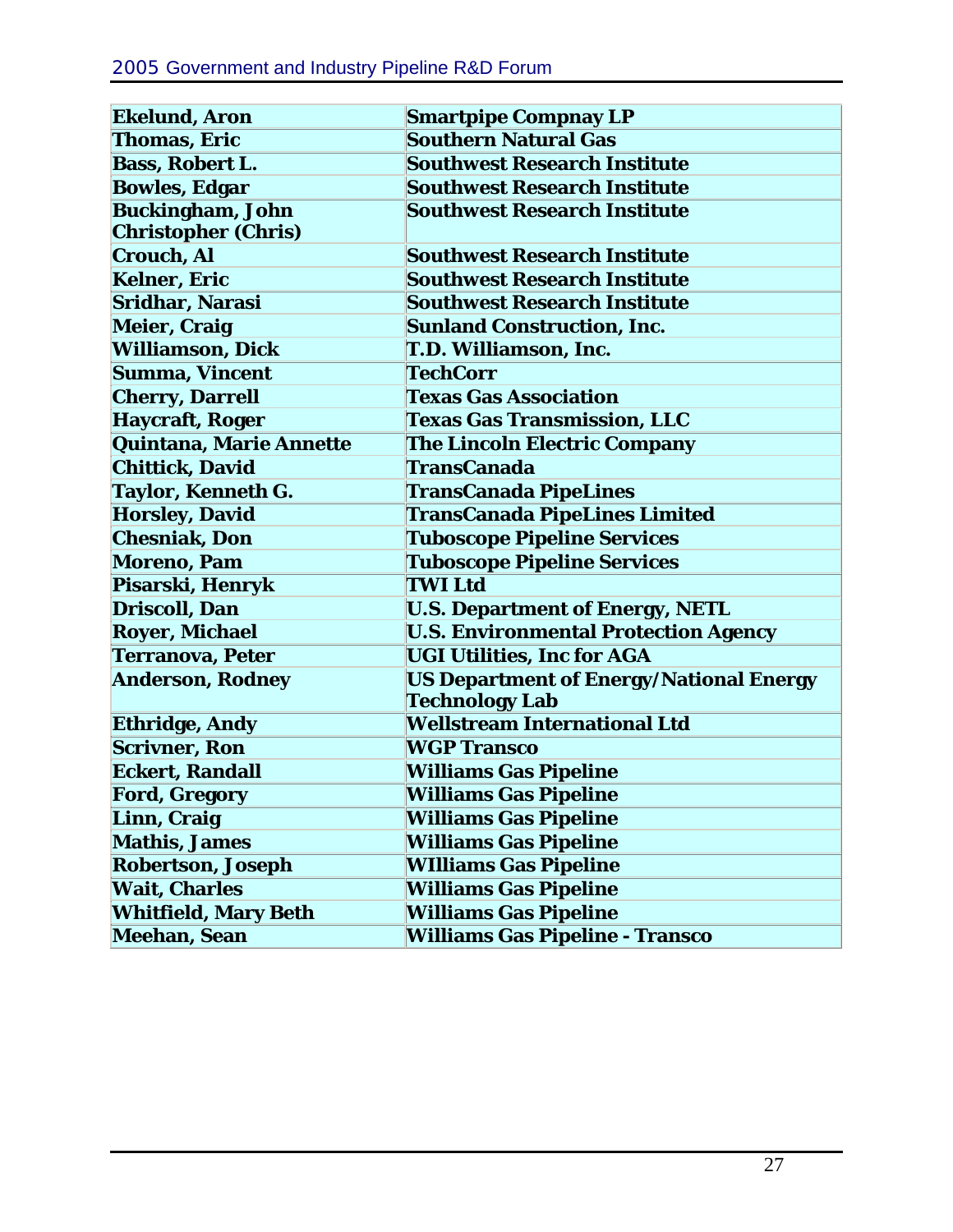| | |
|---|---|
| **Ekelund, Aron** | **Smartpipe Compnay LP** |
| **Thomas, Eric** | **Southern Natural Gas** |
| **Bass, Robert L.** | **Southwest Research Institute** |
| **Bowles, Edgar** | **Southwest Research Institute** |
| **Buckingham, John Christopher (Chris)** | **Southwest Research Institute** |
| **Crouch, Al** | **Southwest Research Institute** |
| **Kelner, Eric** | **Southwest Research Institute** |
| **Sridhar, Narasi** | **Southwest Research Institute** |
| **Meier, Craig** | **Sunland Construction, Inc.** |
| **Williamson, Dick** | **T.D. Williamson, Inc.** |
| **Summa, Vincent** | **TechCorr** |
| **Cherry, Darrell** | **Texas Gas Association** |
| **Haycraft, Roger** | **Texas Gas Transmission, LLC** |
| **Quintana, Marie Annette** | **The Lincoln Electric Company** |
| **Chittick, David** | **TransCanada** |
| **Taylor, Kenneth G.** | **TransCanada PipeLines** |
| **Horsley, David** | **TransCanada PipeLines Limited** |
| **Chesniak, Don** | **Tuboscope Pipeline Services** |
| **Moreno, Pam** | **Tuboscope Pipeline Services** |
| **Pisarski, Henryk** | **TWI Ltd** |
| **Driscoll, Dan** | **U.S. Department of Energy, NETL** |
| **Royer, Michael** | **U.S. Environmental Protection Agency** |
| **Terranova, Peter** | **UGI Utilities, Inc for AGA** |
| **Anderson, Rodney** | **US Department of Energy/National Energy Technology Lab** |
| **Ethridge, Andy** | **Wellstream International Ltd** |
| **Scrivner, Ron** | **WGP Transco** |
| **Eckert, Randall** | **Williams Gas Pipeline** |
| **Ford, Gregory** | **Williams Gas Pipeline** |
| **Linn, Craig** | **Williams Gas Pipeline** |
| **Mathis, James** | **Williams Gas Pipeline** |
| **Robertson, Joseph** | **WIlliams Gas Pipeline** |
| **Wait, Charles** | **Williams Gas Pipeline** |
| **Whitfield, Mary Beth** | **Williams Gas Pipeline** |
| **Meehan, Sean** | **Williams Gas Pipeline - Transco** |